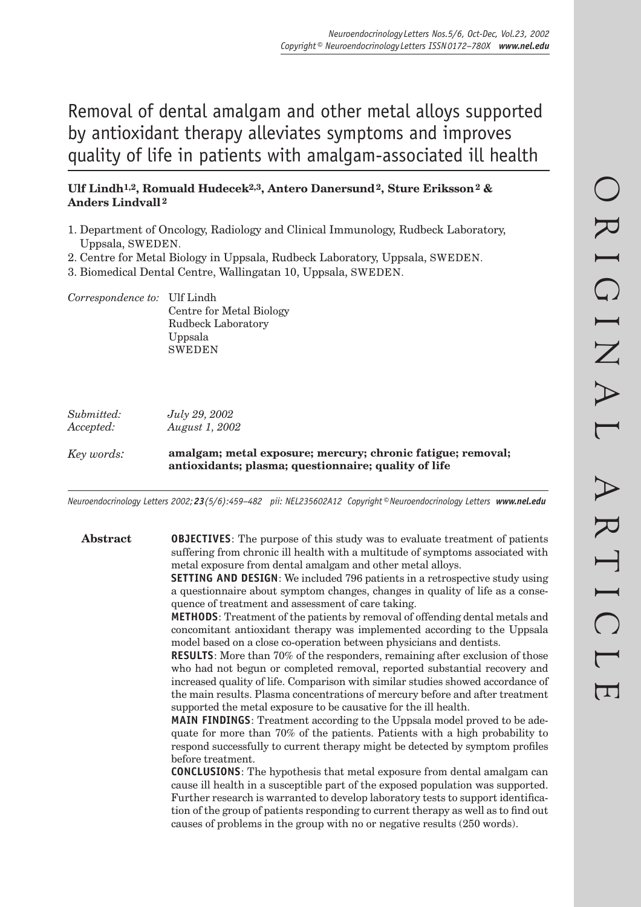# Removal of dental amalgam and other metal alloys supported by antioxidant therapy alleviates symptoms and improves quality of life in patients with amalgam-associated ill health

**Ulf Lindh[1,2], Romuald Hudecek[2,3], Antero Danersund[2], Sture Eriksson[2] & Anders Lindvall[2]**

1. Department of Oncology, Radiology and Clinical Immunology, Rudbeck Laboratory, Uppsala, SWEDEN.
2. Centre for Metal Biology in Uppsala, Rudbeck Laboratory, Uppsala, SWEDEN.
3. Biomedical Dental Centre, Wallingatan 10, Uppsala, SWEDEN.

*Correspondence to:* Ulf Lindh
Centre for Metal Biology
Rudbeck Laboratory
Uppsala
SWEDEN

*Submitted:* *July 29, 2002*
*Accepted:* *August 1, 2002*

*Key words:* **amalgam; metal exposure; mercury; chronic fatigue; removal; antioxidants; plasma; questionnaire; quality of life**

*Neuroendocrinology Letters 2002; **23**(5/6):459–482 pii: NEL235602A12 Copyright © Neuroendocrinology Letters* ***www.nel.edu***

## Abstract

**OBJECTIVES**: The purpose of this study was to evaluate treatment of patients suffering from chronic ill health with a multitude of symptoms associated with metal exposure from dental amalgam and other metal alloys.

**SETTING AND DESIGN**: We included 796 patients in a retrospective study using a questionnaire about symptom changes, changes in quality of life as a consequence of treatment and assessment of care taking.

**METHODS**: Treatment of the patients by removal of offending dental metals and concomitant antioxidant therapy was implemented according to the Uppsala model based on a close co-operation between physicians and dentists.

**RESULTS**: More than 70% of the responders, remaining after exclusion of those who had not begun or completed removal, reported substantial recovery and increased quality of life. Comparison with similar studies showed accordance of the main results. Plasma concentrations of mercury before and after treatment supported the metal exposure to be causative for the ill health.

**MAIN FINDINGS**: Treatment according to the Uppsala model proved to be adequate for more than 70% of the patients. Patients with a high probability to respond successfully to current therapy might be detected by symptom profiles before treatment.

**CONCLUSIONS**: The hypothesis that metal exposure from dental amalgam can cause ill health in a susceptible part of the exposed population was supported. Further research is warranted to develop laboratory tests to support identification of the group of patients responding to current therapy as well as to find out causes of problems in the group with no or negative results (250 words).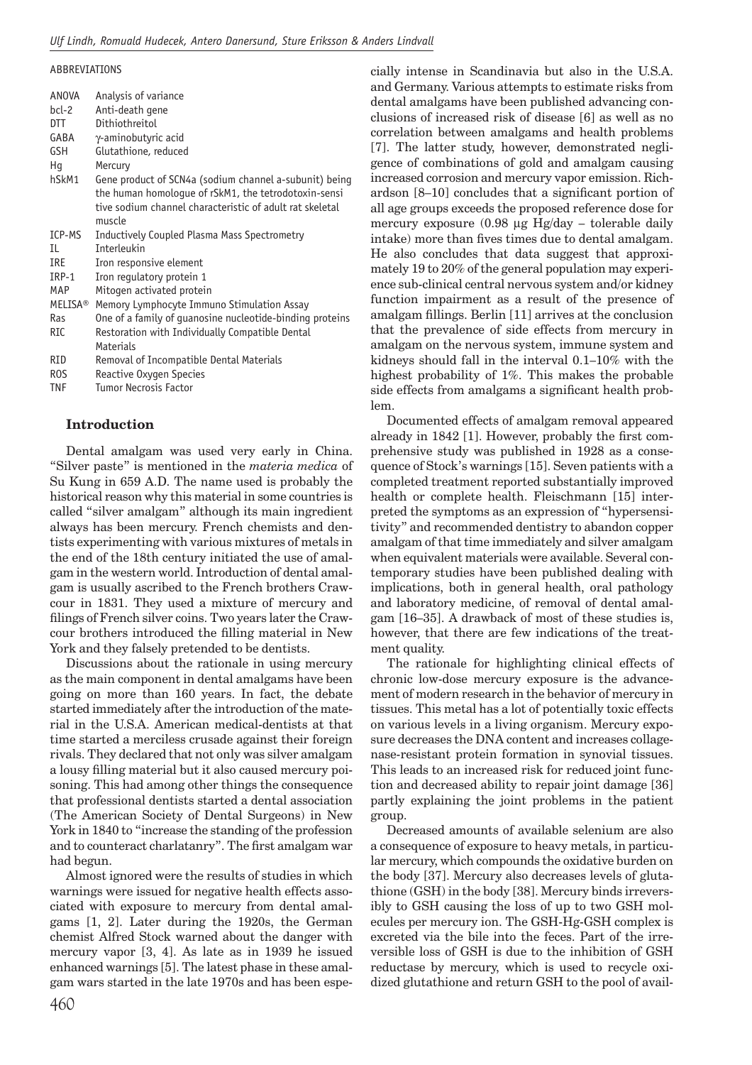ABBREVIATIONS

| | |
|---|---|
| ANOVA | Analysis of variance |
| bcl-2 | Anti-death gene |
| DTT | Dithiothreitol |
| GABA | γ-aminobutyric acid |
| GSH | Glutathione, reduced |
| Hg | Mercury |
| hSkM1 | Gene product of SCN4a (sodium channel a-subunit) being the human homologue of rSkM1, the tetrodotoxin-sensitive sodium channel characteristic of adult rat skeletal muscle |
| ICP-MS | Inductively Coupled Plasma Mass Spectrometry |
| IL | Interleukin |
| IRE | Iron responsive element |
| IRP-1 | Iron regulatory protein 1 |
| MAP | Mitogen activated protein |
| MELISA® | Memory Lymphocyte Immuno Stimulation Assay |
| Ras | One of a family of guanosine nucleotide-binding proteins |
| RIC | Restoration with Individually Compatible Dental Materials |
| RID | Removal of Incompatible Dental Materials |
| ROS | Reactive Oxygen Species |
| TNF | Tumor Necrosis Factor |

## Introduction

Dental amalgam was used very early in China. "Silver paste" is mentioned in the *materia medica* of Su Kung in 659 A.D. The name used is probably the historical reason why this material in some countries is called "silver amalgam" although its main ingredient always has been mercury. French chemists and dentists experimenting with various mixtures of metals in the end of the 18th century initiated the use of amalgam in the western world. Introduction of dental amalgam is usually ascribed to the French brothers Crawcour in 1831. They used a mixture of mercury and filings of French silver coins. Two years later the Crawcour brothers introduced the filling material in New York and they falsely pretended to be dentists.

Discussions about the rationale in using mercury as the main component in dental amalgams have been going on more than 160 years. In fact, the debate started immediately after the introduction of the material in the U.S.A. American medical-dentists at that time started a merciless crusade against their foreign rivals. They declared that not only was silver amalgam a lousy filling material but it also caused mercury poisoning. This had among other things the consequence that professional dentists started a dental association (The American Society of Dental Surgeons) in New York in 1840 to "increase the standing of the profession and to counteract charlatanry". The first amalgam war had begun.

Almost ignored were the results of studies in which warnings were issued for negative health effects associated with exposure to mercury from dental amalgams [1, 2]. Later during the 1920s, the German chemist Alfred Stock warned about the danger with mercury vapor [3, 4]. As late as in 1939 he issued enhanced warnings [5]. The latest phase in these amalgam wars started in the late 1970s and has been especially intense in Scandinavia but also in the U.S.A. and Germany. Various attempts to estimate risks from dental amalgams have been published advancing conclusions of increased risk of disease [6] as well as no correlation between amalgams and health problems [7]. The latter study, however, demonstrated negligence of combinations of gold and amalgam causing increased corrosion and mercury vapor emission. Richardson [8–10] concludes that a significant portion of all age groups exceeds the proposed reference dose for mercury exposure (0.98 µg Hg/day – tolerable daily intake) more than fives times due to dental amalgam. He also concludes that data suggest that approximately 19 to 20% of the general population may experience sub-clinical central nervous system and/or kidney function impairment as a result of the presence of amalgam fillings. Berlin [11] arrives at the conclusion that the prevalence of side effects from mercury in amalgam on the nervous system, immune system and kidneys should fall in the interval 0.1–10% with the highest probability of 1%. This makes the probable side effects from amalgams a significant health problem.

Documented effects of amalgam removal appeared already in 1842 [1]. However, probably the first comprehensive study was published in 1928 as a consequence of Stock's warnings [15]. Seven patients with a completed treatment reported substantially improved health or complete health. Fleischmann [15] interpreted the symptoms as an expression of "hypersensitivity" and recommended dentistry to abandon copper amalgam of that time immediately and silver amalgam when equivalent materials were available. Several contemporary studies have been published dealing with implications, both in general health, oral pathology and laboratory medicine, of removal of dental amalgam [16–35]. A drawback of most of these studies is, however, that there are few indications of the treatment quality.

The rationale for highlighting clinical effects of chronic low-dose mercury exposure is the advancement of modern research in the behavior of mercury in tissues. This metal has a lot of potentially toxic effects on various levels in a living organism. Mercury exposure decreases the DNA content and increases collagenase-resistant protein formation in synovial tissues. This leads to an increased risk for reduced joint function and decreased ability to repair joint damage [36] partly explaining the joint problems in the patient group.

Decreased amounts of available selenium are also a consequence of exposure to heavy metals, in particular mercury, which compounds the oxidative burden on the body [37]. Mercury also decreases levels of glutathione (GSH) in the body [38]. Mercury binds irreversibly to GSH causing the loss of up to two GSH molecules per mercury ion. The GSH-Hg-GSH complex is excreted via the bile into the feces. Part of the irreversible loss of GSH is due to the inhibition of GSH reductase by mercury, which is used to recycle oxidized glutathione and return GSH to the pool of avail-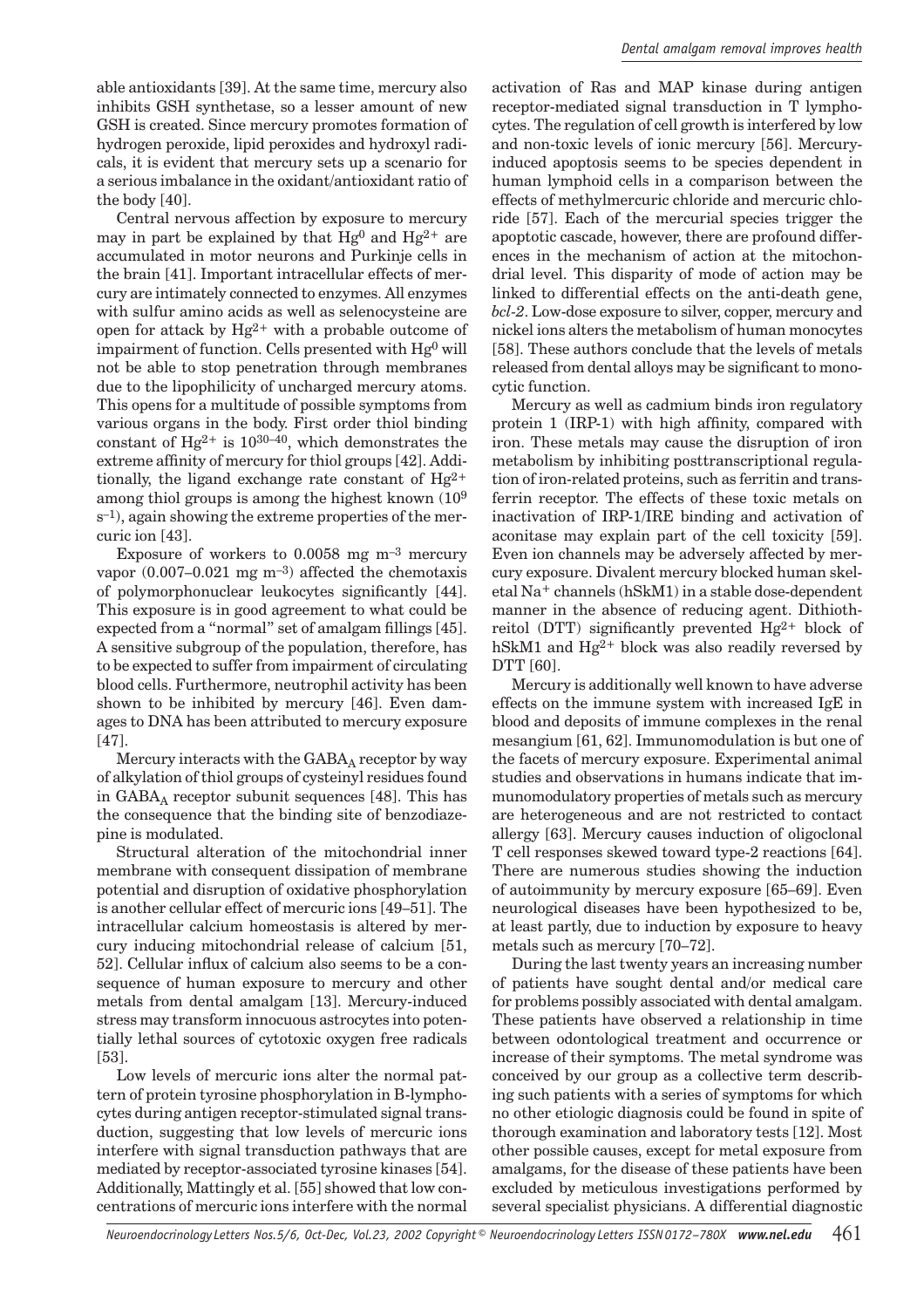able antioxidants [39]. At the same time, mercury also inhibits GSH synthetase, so a lesser amount of new GSH is created. Since mercury promotes formation of hydrogen peroxide, lipid peroxides and hydroxyl radicals, it is evident that mercury sets up a scenario for a serious imbalance in the oxidant/antioxidant ratio of the body [40].

Central nervous affection by exposure to mercury may in part be explained by that $Hg^0$ and $Hg^{2+}$ are accumulated in motor neurons and Purkinje cells in the brain [41]. Important intracellular effects of mercury are intimately connected to enzymes. All enzymes with sulfur amino acids as well as selenocysteine are open for attack by $Hg^{2+}$ with a probable outcome of impairment of function. Cells presented with $Hg^0$ will not be able to stop penetration through membranes due to the lipophilicity of uncharged mercury atoms. This opens for a multitude of possible symptoms from various organs in the body. First order thiol binding constant of $Hg^{2+}$ is $10^{30–40}$, which demonstrates the extreme affinity of mercury for thiol groups [42]. Additionally, the ligand exchange rate constant of $Hg^{2+}$ among thiol groups is among the highest known ($10^9$ $s^{-1}$), again showing the extreme properties of the mercuric ion [43].

Exposure of workers to 0.0058 mg $m^{-3}$ mercury vapor (0.007–0.021 mg $m^{-3}$) affected the chemotaxis of polymorphonuclear leukocytes significantly [44]. This exposure is in good agreement to what could be expected from a "normal" set of amalgam fillings [45]. A sensitive subgroup of the population, therefore, has to be expected to suffer from impairment of circulating blood cells. Furthermore, neutrophil activity has been shown to be inhibited by mercury [46]. Even damages to DNA has been attributed to mercury exposure [47].

Mercury interacts with the $GABA_A$ receptor by way of alkylation of thiol groups of cysteinyl residues found in $GABA_A$ receptor subunit sequences [48]. This has the consequence that the binding site of benzodiazepine is modulated.

Structural alteration of the mitochondrial inner membrane with consequent dissipation of membrane potential and disruption of oxidative phosphorylation is another cellular effect of mercuric ions [49–51]. The intracellular calcium homeostasis is altered by mercury inducing mitochondrial release of calcium [51, 52]. Cellular influx of calcium also seems to be a consequence of human exposure to mercury and other metals from dental amalgam [13]. Mercury-induced stress may transform innocuous astrocytes into potentially lethal sources of cytotoxic oxygen free radicals [53].

Low levels of mercuric ions alter the normal pattern of protein tyrosine phosphorylation in B-lymphocytes during antigen receptor-stimulated signal transduction, suggesting that low levels of mercuric ions interfere with signal transduction pathways that are mediated by receptor-associated tyrosine kinases [54]. Additionally, Mattingly et al. [55] showed that low concentrations of mercuric ions interfere with the normal activation of Ras and MAP kinase during antigen receptor-mediated signal transduction in T lymphocytes. The regulation of cell growth is interfered by low and non-toxic levels of ionic mercury [56]. Mercury-induced apoptosis seems to be species dependent in human lymphoid cells in a comparison between the effects of methylmercuric chloride and mercuric chloride [57]. Each of the mercurial species trigger the apoptotic cascade, however, there are profound differences in the mechanism of action at the mitochondrial level. This disparity of mode of action may be linked to differential effects on the anti-death gene, *bcl-2*. Low-dose exposure to silver, copper, mercury and nickel ions alters the metabolism of human monocytes [58]. These authors conclude that the levels of metals released from dental alloys may be significant to monocytic function.

Mercury as well as cadmium binds iron regulatory protein 1 (IRP-1) with high affinity, compared with iron. These metals may cause the disruption of iron metabolism by inhibiting posttranscriptional regulation of iron-related proteins, such as ferritin and transferrin receptor. The effects of these toxic metals on inactivation of IRP-1/IRE binding and activation of aconitase may explain part of the cell toxicity [59]. Even ion channels may be adversely affected by mercury exposure. Divalent mercury blocked human skeletal $Na^+$ channels (hSkM1) in a stable dose-dependent manner in the absence of reducing agent. Dithiothreitol (DTT) significantly prevented $Hg^{2+}$ block of hSkM1 and $Hg^{2+}$ block was also readily reversed by DTT [60].

Mercury is additionally well known to have adverse effects on the immune system with increased IgE in blood and deposits of immune complexes in the renal mesangium [61, 62]. Immunomodulation is but one of the facets of mercury exposure. Experimental animal studies and observations in humans indicate that immunomodulatory properties of metals such as mercury are heterogeneous and are not restricted to contact allergy [63]. Mercury causes induction of oligoclonal T cell responses skewed toward type-2 reactions [64]. There are numerous studies showing the induction of autoimmunity by mercury exposure [65–69]. Even neurological diseases have been hypothesized to be, at least partly, due to induction by exposure to heavy metals such as mercury [70–72].

During the last twenty years an increasing number of patients have sought dental and/or medical care for problems possibly associated with dental amalgam. These patients have observed a relationship in time between odontological treatment and occurrence or increase of their symptoms. The metal syndrome was conceived by our group as a collective term describing such patients with a series of symptoms for which no other etiologic diagnosis could be found in spite of thorough examination and laboratory tests [12]. Most other possible causes, except for metal exposure from amalgams, for the disease of these patients have been excluded by meticulous investigations performed by several specialist physicians. A differential diagnostic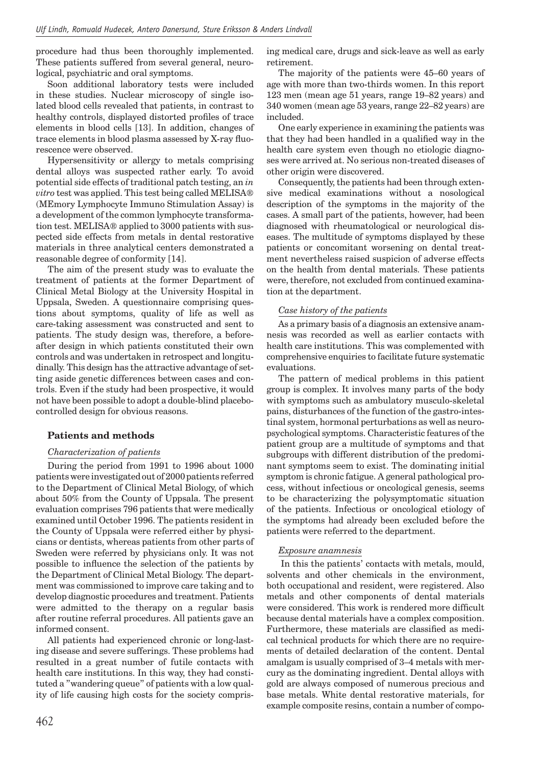procedure had thus been thoroughly implemented. These patients suffered from several general, neurological, psychiatric and oral symptoms.

Soon additional laboratory tests were included in these studies. Nuclear microscopy of single isolated blood cells revealed that patients, in contrast to healthy controls, displayed distorted profiles of trace elements in blood cells [13]. In addition, changes of trace elements in blood plasma assessed by X-ray fluorescence were observed.

Hypersensitivity or allergy to metals comprising dental alloys was suspected rather early. To avoid potential side effects of traditional patch testing, an *in vitro* test was applied. This test being called MELISA® (MEmory Lymphocyte Immuno Stimulation Assay) is a development of the common lymphocyte transformation test. MELISA® applied to 3000 patients with suspected side effects from metals in dental restorative materials in three analytical centers demonstrated a reasonable degree of conformity [14].

The aim of the present study was to evaluate the treatment of patients at the former Department of Clinical Metal Biology at the University Hospital in Uppsala, Sweden. A questionnaire comprising questions about symptoms, quality of life as well as care-taking assessment was constructed and sent to patients. The study design was, therefore, a before-after design in which patients constituted their own controls and was undertaken in retrospect and longitudinally. This design has the attractive advantage of setting aside genetic differences between cases and controls. Even if the study had been prospective, it would not have been possible to adopt a double-blind placebo-controlled design for obvious reasons.

## Patients and methods

### *Characterization of patients*

During the period from 1991 to 1996 about 1000 patients were investigated out of 2000 patients referred to the Department of Clinical Metal Biology, of which about 50% from the County of Uppsala. The present evaluation comprises 796 patients that were medically examined until October 1996. The patients resident in the County of Uppsala were referred either by physicians or dentists, whereas patients from other parts of Sweden were referred by physicians only. It was not possible to influence the selection of the patients by the Department of Clinical Metal Biology. The department was commissioned to improve care taking and to develop diagnostic procedures and treatment. Patients were admitted to the therapy on a regular basis after routine referral procedures. All patients gave an informed consent.

All patients had experienced chronic or long-lasting disease and severe sufferings. These problems had resulted in a great number of futile contacts with health care institutions. In this way, they had constituted a "wandering queue" of patients with a low quality of life causing high costs for the society comprising medical care, drugs and sick-leave as well as early retirement.

The majority of the patients were 45–60 years of age with more than two-thirds women. In this report 123 men (mean age 51 years, range 19–82 years) and 340 women (mean age 53 years, range 22–82 years) are included.

One early experience in examining the patients was that they had been handled in a qualified way in the health care system even though no etiologic diagnoses were arrived at. No serious non-treated diseases of other origin were discovered.

Consequently, the patients had been through extensive medical examinations without a nosological description of the symptoms in the majority of the cases. A small part of the patients, however, had been diagnosed with rheumatological or neurological diseases. The multitude of symptoms displayed by these patients or concomitant worsening on dental treatment nevertheless raised suspicion of adverse effects on the health from dental materials. These patients were, therefore, not excluded from continued examination at the department.

### *Case history of the patients*

As a primary basis of a diagnosis an extensive anamnesis was recorded as well as earlier contacts with health care institutions. This was complemented with comprehensive enquiries to facilitate future systematic evaluations.

The pattern of medical problems in this patient group is complex. It involves many parts of the body with symptoms such as ambulatory musculo-skeletal pains, disturbances of the function of the gastro-intestinal system, hormonal perturbations as well as neuropsychological symptoms. Characteristic features of the patient group are a multitude of symptoms and that subgroups with different distribution of the predominant symptoms seem to exist. The dominating initial symptom is chronic fatigue. A general pathological process, without infectious or oncological genesis, seems to be characterizing the polysymptomatic situation of the patients. Infectious or oncological etiology of the symptoms had already been excluded before the patients were referred to the department.

### *Exposure anamnesis*

In this the patients' contacts with metals, mould, solvents and other chemicals in the environment, both occupational and resident, were registered. Also metals and other components of dental materials were considered. This work is rendered more difficult because dental materials have a complex composition. Furthermore, these materials are classified as medical technical products for which there are no requirements of detailed declaration of the content. Dental amalgam is usually comprised of 3–4 metals with mercury as the dominating ingredient. Dental alloys with gold are always composed of numerous precious and base metals. White dental restorative materials, for example composite resins, contain a number of compo-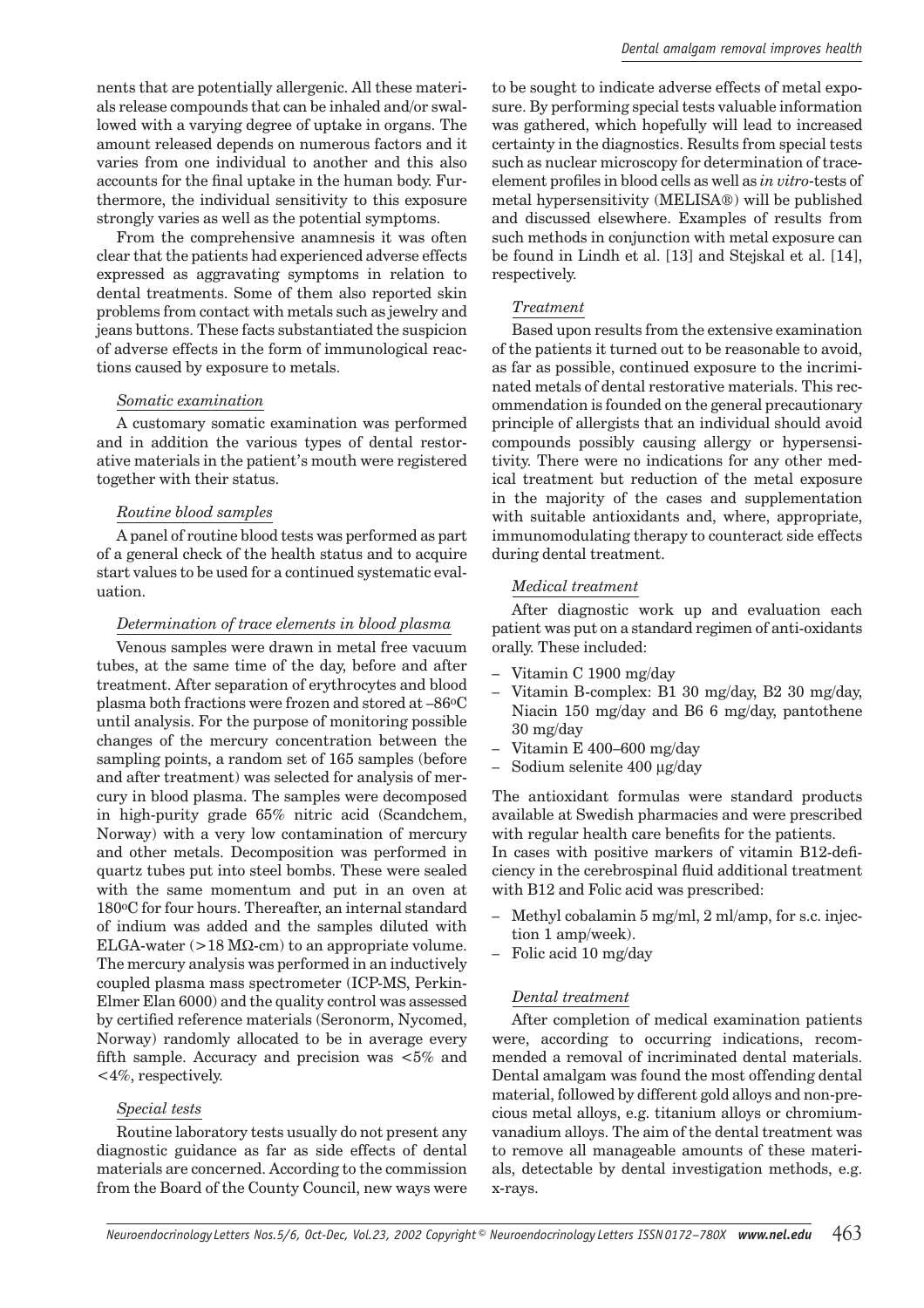nents that are potentially allergenic. All these materials release compounds that can be inhaled and/or swallowed with a varying degree of uptake in organs. The amount released depends on numerous factors and it varies from one individual to another and this also accounts for the final uptake in the human body. Furthermore, the individual sensitivity to this exposure strongly varies as well as the potential symptoms.

From the comprehensive anamnesis it was often clear that the patients had experienced adverse effects expressed as aggravating symptoms in relation to dental treatments. Some of them also reported skin problems from contact with metals such as jewelry and jeans buttons. These facts substantiated the suspicion of adverse effects in the form of immunological reactions caused by exposure to metals.

*Somatic examination*

A customary somatic examination was performed and in addition the various types of dental restorative materials in the patient's mouth were registered together with their status.

*Routine blood samples*

A panel of routine blood tests was performed as part of a general check of the health status and to acquire start values to be used for a continued systematic evaluation.

*Determination of trace elements in blood plasma*

Venous samples were drawn in metal free vacuum tubes, at the same time of the day, before and after treatment. After separation of erythrocytes and blood plasma both fractions were frozen and stored at –86°C until analysis. For the purpose of monitoring possible changes of the mercury concentration between the sampling points, a random set of 165 samples (before and after treatment) was selected for analysis of mercury in blood plasma. The samples were decomposed in high-purity grade 65% nitric acid (Scandchem, Norway) with a very low contamination of mercury and other metals. Decomposition was performed in quartz tubes put into steel bombs. These were sealed with the same momentum and put in an oven at 180°C for four hours. Thereafter, an internal standard of indium was added and the samples diluted with ELGA-water (>18 MΩ-cm) to an appropriate volume. The mercury analysis was performed in an inductively coupled plasma mass spectrometer (ICP-MS, Perkin-Elmer Elan 6000) and the quality control was assessed by certified reference materials (Seronorm, Nycomed, Norway) randomly allocated to be in average every fifth sample. Accuracy and precision was <5% and <4%, respectively.

*Special tests*

Routine laboratory tests usually do not present any diagnostic guidance as far as side effects of dental materials are concerned. According to the commission from the Board of the County Council, new ways were to be sought to indicate adverse effects of metal exposure. By performing special tests valuable information was gathered, which hopefully will lead to increased certainty in the diagnostics. Results from special tests such as nuclear microscopy for determination of trace-element profiles in blood cells as well as *in vitro*-tests of metal hypersensitivity (MELISA®) will be published and discussed elsewhere. Examples of results from such methods in conjunction with metal exposure can be found in Lindh et al. [13] and Stejskal et al. [14], respectively.

*Treatment*

Based upon results from the extensive examination of the patients it turned out to be reasonable to avoid, as far as possible, continued exposure to the incriminated metals of dental restorative materials. This recommendation is founded on the general precautionary principle of allergists that an individual should avoid compounds possibly causing allergy or hypersensitivity. There were no indications for any other medical treatment but reduction of the metal exposure in the majority of the cases and supplementation with suitable antioxidants and, where, appropriate, immunomodulating therapy to counteract side effects during dental treatment.

*Medical treatment*

After diagnostic work up and evaluation each patient was put on a standard regimen of anti-oxidants orally. These included:

- Vitamin C 1900 mg/day
- Vitamin B-complex: B1 30 mg/day, B2 30 mg/day, Niacin 150 mg/day and B6 6 mg/day, pantothene 30 mg/day
- Vitamin E 400–600 mg/day
- Sodium selenite 400 μg/day

The antioxidant formulas were standard products available at Swedish pharmacies and were prescribed with regular health care benefits for the patients.
In cases with positive markers of vitamin B12-deficiency in the cerebrospinal fluid additional treatment with B12 and Folic acid was prescribed:

- Methyl cobalamin 5 mg/ml, 2 ml/amp, for s.c. injection 1 amp/week).
- Folic acid 10 mg/day

*Dental treatment*

After completion of medical examination patients were, according to occurring indications, recommended a removal of incriminated dental materials. Dental amalgam was found the most offending dental material, followed by different gold alloys and non-precious metal alloys, e.g. titanium alloys or chromium-vanadium alloys. The aim of the dental treatment was to remove all manageable amounts of these materials, detectable by dental investigation methods, e.g. x-rays.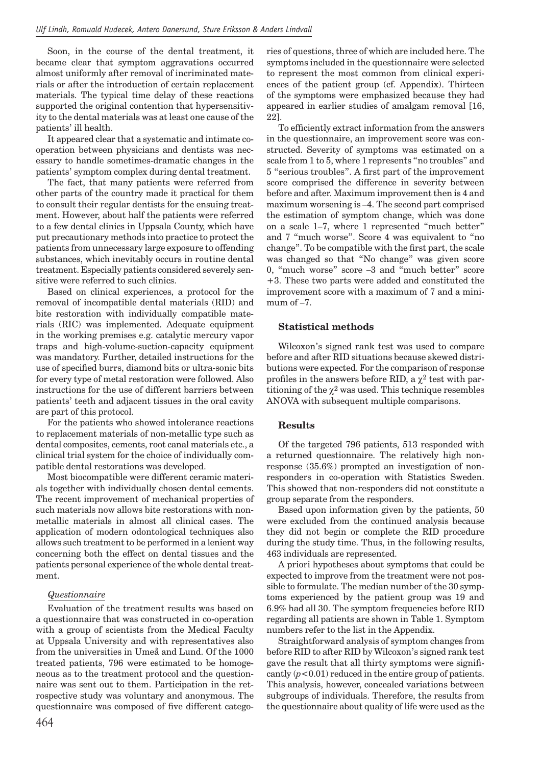Soon, in the course of the dental treatment, it became clear that symptom aggravations occurred almost uniformly after removal of incriminated materials or after the introduction of certain replacement materials. The typical time delay of these reactions supported the original contention that hypersensitivity to the dental materials was at least one cause of the patients' ill health.

It appeared clear that a systematic and intimate cooperation between physicians and dentists was necessary to handle sometimes-dramatic changes in the patients' symptom complex during dental treatment.

The fact, that many patients were referred from other parts of the country made it practical for them to consult their regular dentists for the ensuing treatment. However, about half the patients were referred to a few dental clinics in Uppsala County, which have put precautionary methods into practice to protect the patients from unnecessary large exposure to offending substances, which inevitably occurs in routine dental treatment. Especially patients considered severely sensitive were referred to such clinics.

Based on clinical experiences, a protocol for the removal of incompatible dental materials (RID) and bite restoration with individually compatible materials (RIC) was implemented. Adequate equipment in the working premises e.g. catalytic mercury vapor traps and high-volume-suction-capacity equipment was mandatory. Further, detailed instructions for the use of specified burrs, diamond bits or ultra-sonic bits for every type of metal restoration were followed. Also instructions for the use of different barriers between patients' teeth and adjacent tissues in the oral cavity are part of this protocol.

For the patients who showed intolerance reactions to replacement materials of non-metallic type such as dental composites, cements, root canal materials etc., a clinical trial system for the choice of individually compatible dental restorations was developed.

Most biocompatible were different ceramic materials together with individually chosen dental cements. The recent improvement of mechanical properties of such materials now allows bite restorations with non-metallic materials in almost all clinical cases. The application of modern odontological techniques also allows such treatment to be performed in a lenient way concerning both the effect on dental tissues and the patients personal experience of the whole dental treatment.

### *Questionnaire*

Evaluation of the treatment results was based on a questionnaire that was constructed in co-operation with a group of scientists from the Medical Faculty at Uppsala University and with representatives also from the universities in Umeå and Lund. Of the 1000 treated patients, 796 were estimated to be homogeneous as to the treatment protocol and the questionnaire was sent out to them. Participation in the retrospective study was voluntary and anonymous. The questionnaire was composed of five different categories of questions, three of which are included here. The symptoms included in the questionnaire were selected to represent the most common from clinical experiences of the patient group (cf. Appendix). Thirteen of the symptoms were emphasized because they had appeared in earlier studies of amalgam removal [16, 22].

To efficiently extract information from the answers in the questionnaire, an improvement score was constructed. Severity of symptoms was estimated on a scale from 1 to 5, where 1 represents "no troubles" and 5 "serious troubles". A first part of the improvement score comprised the difference in severity between before and after. Maximum improvement then is 4 and maximum worsening is –4. The second part comprised the estimation of symptom change, which was done on a scale 1–7, where 1 represented "much better" and 7 "much worse". Score 4 was equivalent to "no change". To be compatible with the first part, the scale was changed so that "No change" was given score 0, "much worse" score –3 and "much better" score +3. These two parts were added and constituted the improvement score with a maximum of 7 and a minimum of –7.

### Statistical methods

Wilcoxon's signed rank test was used to compare before and after RID situations because skewed distributions were expected. For the comparison of response profiles in the answers before RID, a $\chi^2$ test with partitioning of the $\chi^2$ was used. This technique resembles ANOVA with subsequent multiple comparisons.

### Results

Of the targeted 796 patients, 513 responded with a returned questionnaire. The relatively high non-response (35.6%) prompted an investigation of non-responders in co-operation with Statistics Sweden. This showed that non-responders did not constitute a group separate from the responders.

Based upon information given by the patients, 50 were excluded from the continued analysis because they did not begin or complete the RID procedure during the study time. Thus, in the following results, 463 individuals are represented.

A priori hypotheses about symptoms that could be expected to improve from the treatment were not possible to formulate. The median number of the 30 symptoms experienced by the patient group was 19 and 6.9% had all 30. The symptom frequencies before RID regarding all patients are shown in Table 1. Symptom numbers refer to the list in the Appendix.

Straightforward analysis of symptom changes from before RID to after RID by Wilcoxon's signed rank test gave the result that all thirty symptoms were significantly ($p < 0.01$) reduced in the entire group of patients. This analysis, however, concealed variations between subgroups of individuals. Therefore, the results from the questionnaire about quality of life were used as the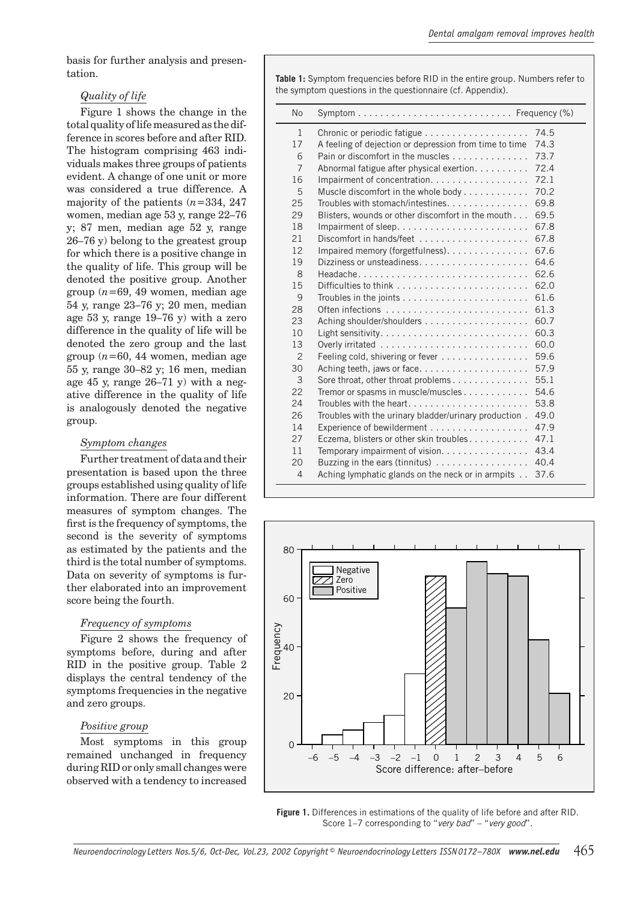basis for further analysis and presentation.

*Quality of life*

Figure 1 shows the change in the total quality of life measured as the difference in scores before and after RID. The histogram comprising 463 individuals makes three groups of patients evident. A change of one unit or more was considered a true difference. A majority of the patients ($n$=334, 247 women, median age 53 y, range 22–76 y; 87 men, median age 52 y, range 26–76 y) belong to the greatest group for which there is a positive change in the quality of life. This group will be denoted the positive group. Another group ($n$=69, 49 women, median age 54 y, range 23–76 y; 20 men, median age 53 y, range 19–76 y) with a zero difference in the quality of life will be denoted the zero group and the last group ($n$=60, 44 women, median age 55 y, range 30–82 y; 16 men, median age 45 y, range 26–71 y) with a negative difference in the quality of life is analogously denoted the negative group.

*Symptom changes*

Further treatment of data and their presentation is based upon the three groups established using quality of life information. There are four different measures of symptom changes. The first is the frequency of symptoms, the second is the severity of symptoms as estimated by the patients and the third is the total number of symptoms. Data on severity of symptoms is further elaborated into an improvement score being the fourth.

*Frequency of symptoms*

Figure 2 shows the frequency of symptoms before, during and after RID in the positive group. Table 2 displays the central tendency of the symptoms frequencies in the negative and zero groups.

*Positive group*

Most symptoms in this group remained unchanged in frequency during RID or only small changes were observed with a tendency to increased

**Table 1:** Symptom frequencies before RID in the entire group. Numbers refer to the symptom questions in the questionnaire (cf. Appendix).

| No | Symptom | Frequency (%) |
|---|---|---|
| 1 | Chronic or periodic fatigue | 74.5 |
| 17 | A feeling of dejection or depression from time to time | 74.3 |
| 6 | Pain or discomfort in the muscles | 73.7 |
| 7 | Abnormal fatigue after physical exertion | 72.4 |
| 16 | Impairment of concentration | 72.1 |
| 5 | Muscle discomfort in the whole body | 70.2 |
| 25 | Troubles with stomach/intestines | 69.8 |
| 29 | Blisters, wounds or other discomfort in the mouth | 69.5 |
| 18 | Impairment of sleep | 67.8 |
| 21 | Discomfort in hands/feet | 67.8 |
| 12 | Impaired memory (forgetfulness) | 67.6 |
| 19 | Dizziness or unsteadiness | 64.6 |
| 8 | Headache | 62.6 |
| 15 | Difficulties to think | 62.0 |
| 9 | Troubles in the joints | 61.6 |
| 28 | Often infections | 61.3 |
| 23 | Aching shoulder/shoulders | 60.7 |
| 10 | Light sensitivity | 60.3 |
| 13 | Overly irritated | 60.0 |
| 2 | Feeling cold, shivering or fever | 59.6 |
| 30 | Aching teeth, jaws or face | 57.9 |
| 3 | Sore throat, other throat problems | 55.1 |
| 22 | Tremor or spasms in muscle/muscles | 54.6 |
| 24 | Troubles with the heart | 53.8 |
| 26 | Troubles with the urinary bladder/urinary production | 49.0 |
| 14 | Experience of bewilderment | 47.9 |
| 27 | Eczema, blisters or other skin troubles | 47.1 |
| 11 | Temporary impairment of vision | 43.4 |
| 20 | Buzzing in the ears (tinnitus) | 40.4 |
| 4 | Aching lymphatic glands on the neck or in armpits | 37.6 |

**Figure 1.** Differences in estimations of the quality of life before and after RID. Score 1–7 corresponding to "*very bad*" – "*very good*".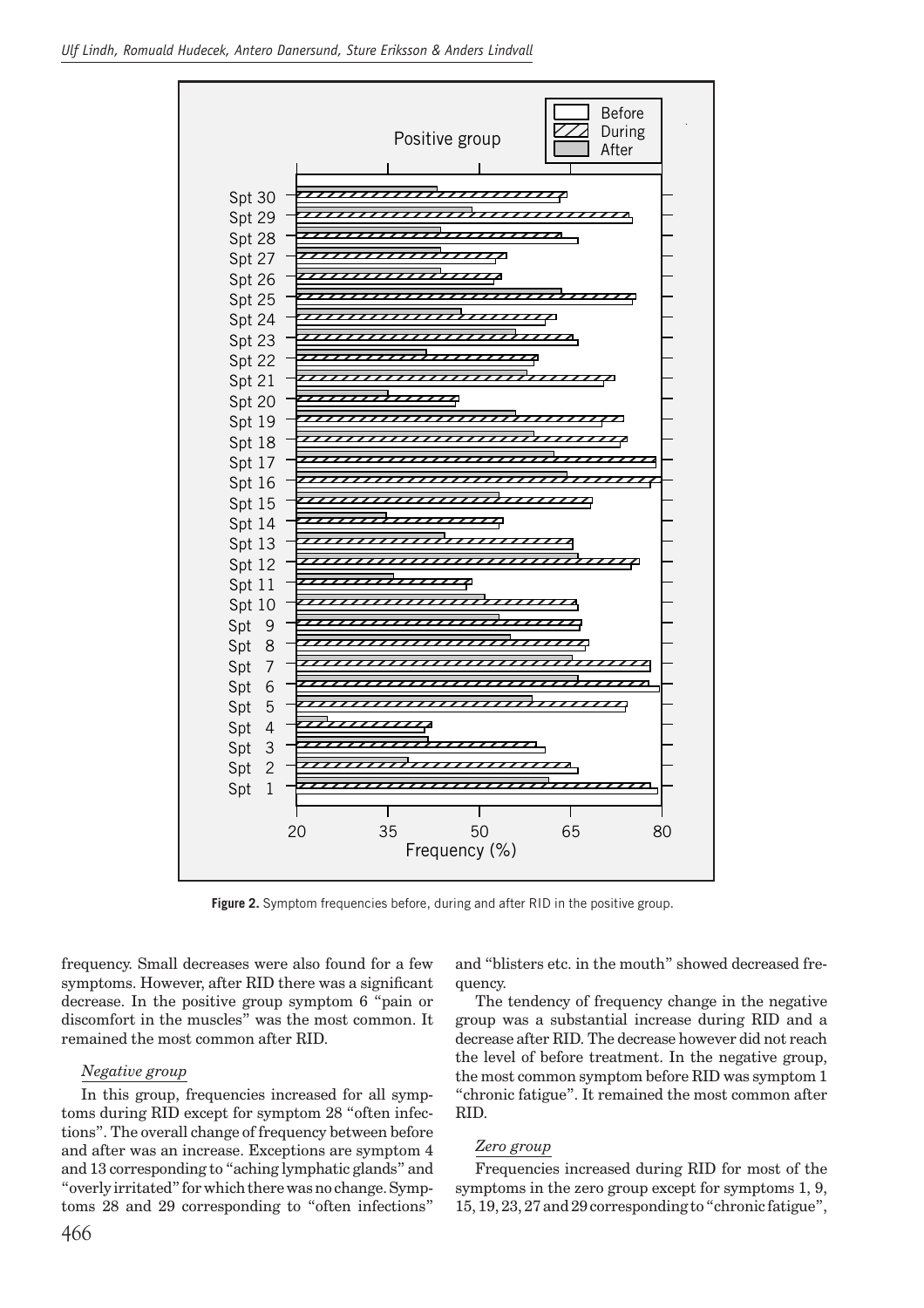**Figure 2.** Symptom frequencies before, during and after RID in the positive group.

frequency. Small decreases were also found for a few symptoms. However, after RID there was a significant decrease. In the positive group symptom 6 "pain or discomfort in the muscles" was the most common. It remained the most common after RID.

*Negative group*

In this group, frequencies increased for all symptoms during RID except for symptom 28 "often infections". The overall change of frequency between before and after was an increase. Exceptions are symptom 4 and 13 corresponding to "aching lymphatic glands" and "overly irritated" for which there was no change. Symptoms 28 and 29 corresponding to "often infections" and "blisters etc. in the mouth" showed decreased frequency.

The tendency of frequency change in the negative group was a substantial increase during RID and a decrease after RID. The decrease however did not reach the level of before treatment. In the negative group, the most common symptom before RID was symptom 1 "chronic fatigue". It remained the most common after RID.

*Zero group*

Frequencies increased during RID for most of the symptoms in the zero group except for symptoms 1, 9, 15, 19, 23, 27 and 29 corresponding to "chronic fatigue",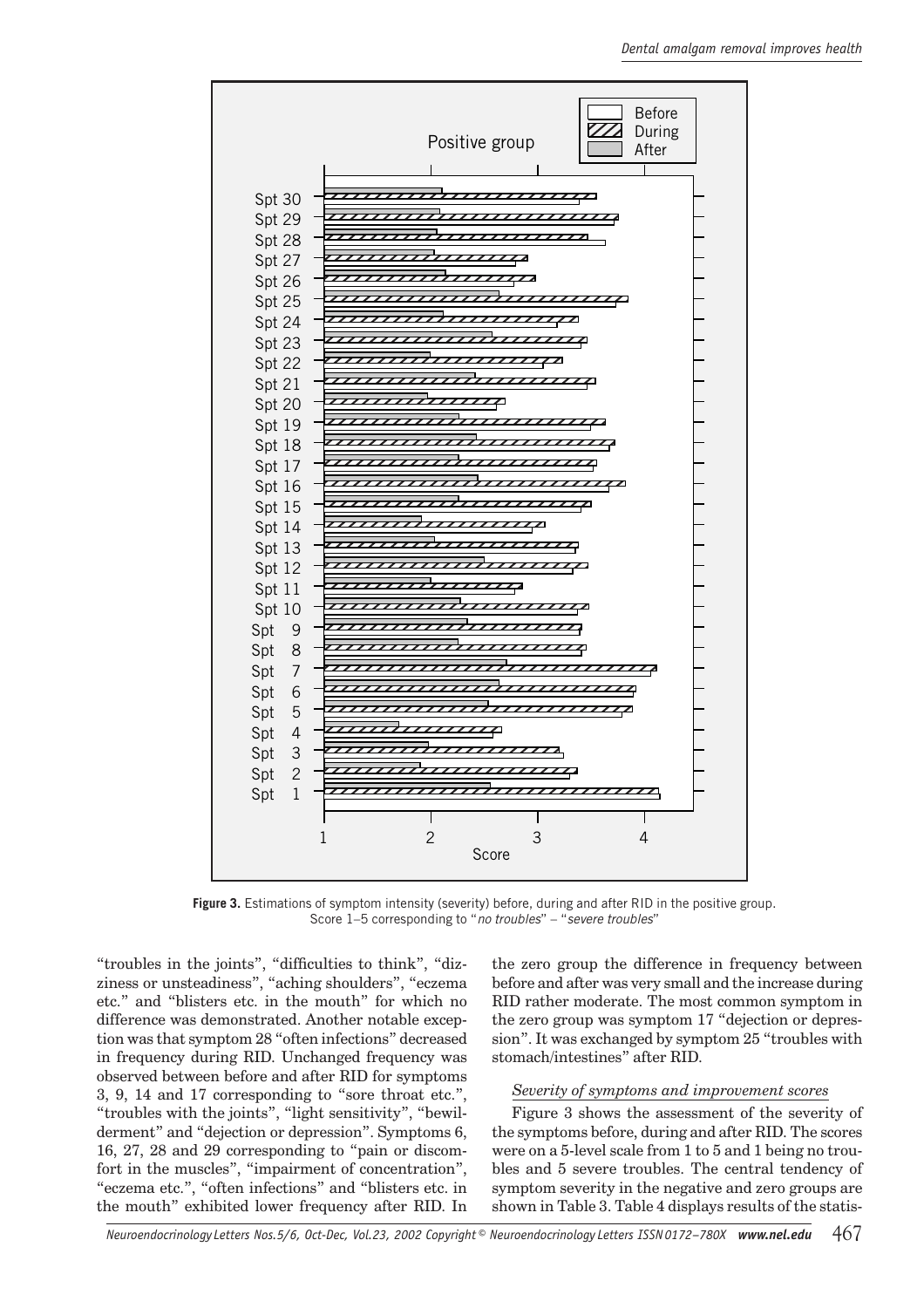**Figure 3.** Estimations of symptom intensity (severity) before, during and after RID in the positive group. Score 1–5 corresponding to "*no troubles*" – "*severe troubles*"

"troubles in the joints", "difficulties to think", "dizziness or unsteadiness", "aching shoulders", "eczema etc." and "blisters etc. in the mouth" for which no difference was demonstrated. Another notable exception was that symptom 28 "often infections" decreased in frequency during RID. Unchanged frequency was observed between before and after RID for symptoms 3, 9, 14 and 17 corresponding to "sore throat etc.", "troubles with the joints", "light sensitivity", "bewilderment" and "dejection or depression". Symptoms 6, 16, 27, 28 and 29 corresponding to "pain or discomfort in the muscles", "impairment of concentration", "eczema etc.", "often infections" and "blisters etc. in the mouth" exhibited lower frequency after RID. In the zero group the difference in frequency between before and after was very small and the increase during RID rather moderate. The most common symptom in the zero group was symptom 17 "dejection or depression". It was exchanged by symptom 25 "troubles with stomach/intestines" after RID.

### *Severity of symptoms and improvement scores*

Figure 3 shows the assessment of the severity of the symptoms before, during and after RID. The scores were on a 5-level scale from 1 to 5 and 1 being no troubles and 5 severe troubles. The central tendency of symptom severity in the negative and zero groups are shown in Table 3. Table 4 displays results of the statis-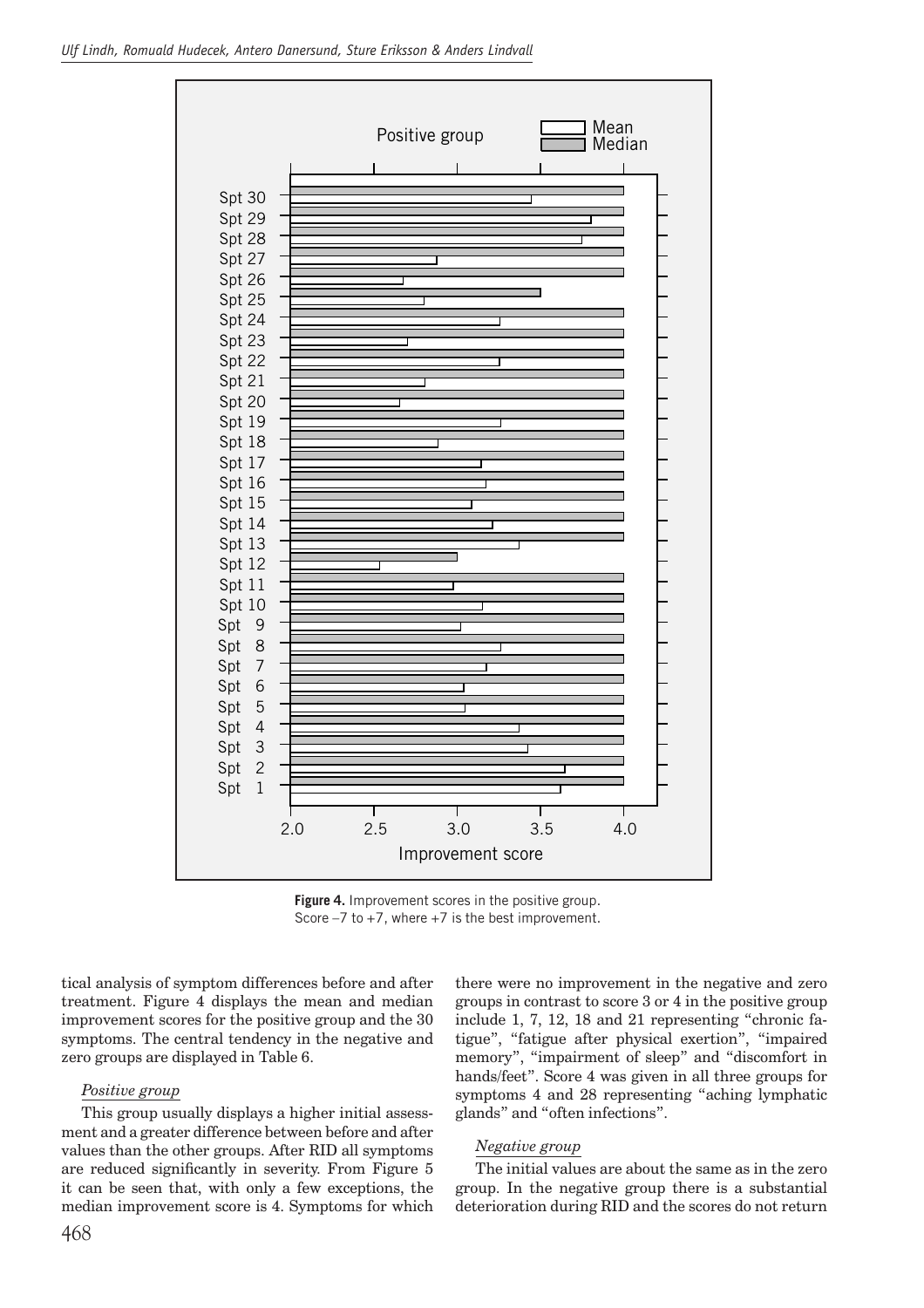**Figure 4.** Improvement scores in the positive group. Score –7 to +7, where +7 is the best improvement.

tical analysis of symptom differences before and after treatment. Figure 4 displays the mean and median improvement scores for the positive group and the 30 symptoms. The central tendency in the negative and zero groups are displayed in Table 6.

*Positive group*

This group usually displays a higher initial assessment and a greater difference between before and after values than the other groups. After RID all symptoms are reduced significantly in severity. From Figure 5 it can be seen that, with only a few exceptions, the median improvement score is 4. Symptoms for which there were no improvement in the negative and zero groups in contrast to score 3 or 4 in the positive group include 1, 7, 12, 18 and 21 representing "chronic fatigue", "fatigue after physical exertion", "impaired memory", "impairment of sleep" and "discomfort in hands/feet". Score 4 was given in all three groups for symptoms 4 and 28 representing "aching lymphatic glands" and "often infections".

*Negative group*

The initial values are about the same as in the zero group. In the negative group there is a substantial deterioration during RID and the scores do not return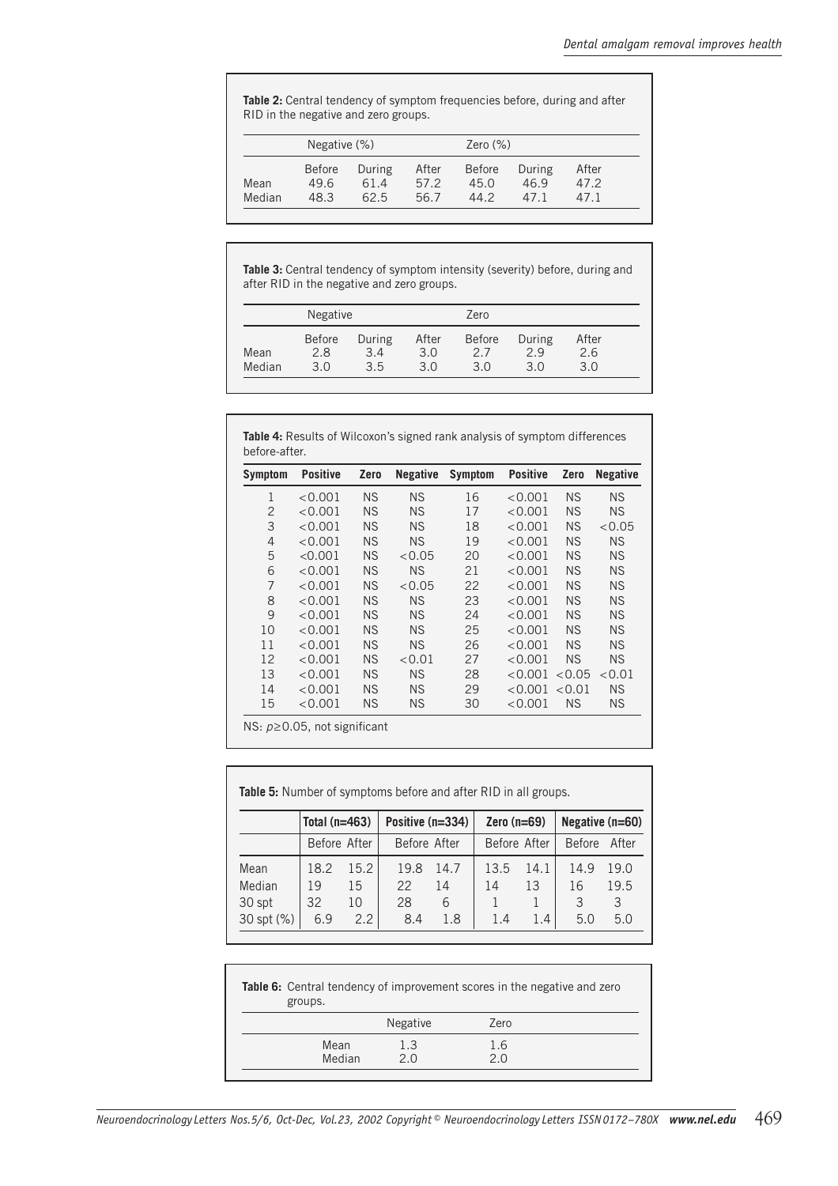**Table 2:** Central tendency of symptom frequencies before, during and after RID in the negative and zero groups.

| | Negative (%) | | | Zero (%) | | |
|---|---|---|---|---|---|---|
| | Before | During | After | Before | During | After |
| Mean | 49.6 | 61.4 | 57.2 | 45.0 | 46.9 | 47.2 |
| Median | 48.3 | 62.5 | 56.7 | 44.2 | 47.1 | 47.1 |

**Table 3:** Central tendency of symptom intensity (severity) before, during and after RID in the negative and zero groups.

| | Negative | | | Zero | | |
|---|---|---|---|---|---|---|
| | Before | During | After | Before | During | After |
| Mean | 2.8 | 3.4 | 3.0 | 2.7 | 2.9 | 2.6 |
| Median | 3.0 | 3.5 | 3.0 | 3.0 | 3.0 | 3.0 |

**Table 4:** Results of Wilcoxon's signed rank analysis of symptom differences before-after.

| Symptom | Positive | Zero | Negative | Symptom | Positive | Zero | Negative |
|---|---|---|---|---|---|---|---|
| 1 | <0.001 | NS | NS | 16 | <0.001 | NS | NS |
| 2 | <0.001 | NS | NS | 17 | <0.001 | NS | NS |
| 3 | <0.001 | NS | NS | 18 | <0.001 | NS | <0.05 |
| 4 | <0.001 | NS | NS | 19 | <0.001 | NS | NS |
| 5 | <0.001 | NS | <0.05 | 20 | <0.001 | NS | NS |
| 6 | <0.001 | NS | NS | 21 | <0.001 | NS | NS |
| 7 | <0.001 | NS | <0.05 | 22 | <0.001 | NS | NS |
| 8 | <0.001 | NS | NS | 23 | <0.001 | NS | NS |
| 9 | <0.001 | NS | NS | 24 | <0.001 | NS | NS |
| 10 | <0.001 | NS | NS | 25 | <0.001 | NS | NS |
| 11 | <0.001 | NS | NS | 26 | <0.001 | NS | NS |
| 12 | <0.001 | NS | <0.01 | 27 | <0.001 | NS | NS |
| 13 | <0.001 | NS | NS | 28 | <0.001 | <0.05 | <0.01 |
| 14 | <0.001 | NS | NS | 29 | <0.001 | <0.01 | NS |
| 15 | <0.001 | NS | NS | 30 | <0.001 | NS | NS |

NS: $p \geq 0.05$, not significant

**Table 5:** Number of symptoms before and after RID in all groups.

| | Total (n=463) | | Positive (n=334) | | Zero (n=69) | | Negative (n=60) | |
|---|---|---|---|---|---|---|---|---|
| | Before | After | Before | After | Before | After | Before | After |
| Mean | 18.2 | 15.2 | 19.8 | 14.7 | 13.5 | 14.1 | 14.9 | 19.0 |
| Median | 19 | 15 | 22 | 14 | 14 | 13 | 16 | 19.5 |
| 30 spt | 32 | 10 | 28 | 6 | 1 | 1 | 3 | 3 |
| 30 spt (%) | 6.9 | 2.2 | 8.4 | 1.8 | 1.4 | 1.4 | 5.0 | 5.0 |

**Table 6:** Central tendency of improvement scores in the negative and zero groups.

| | Negative | Zero |
|---|---|---|
| Mean | 1.3 | 1.6 |
| Median | 2.0 | 2.0 |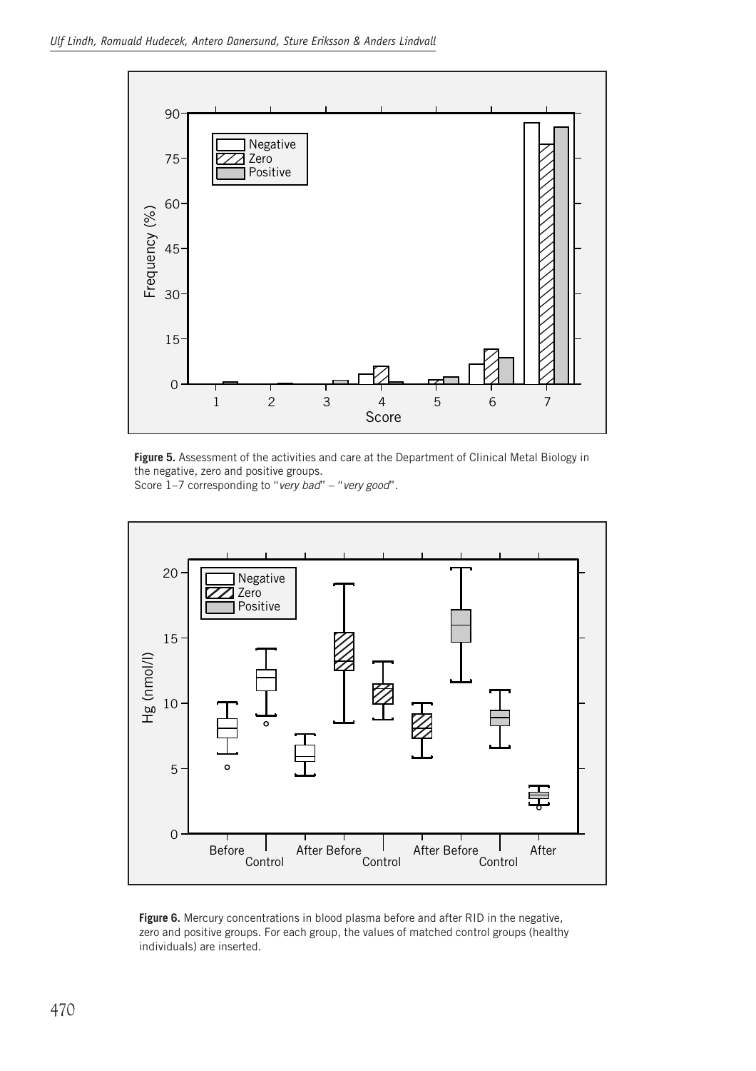**Figure 5.** Assessment of the activities and care at the Department of Clinical Metal Biology in the negative, zero and positive groups.
Score 1–7 corresponding to "*very bad*" – "*very good*".

**Figure 6.** Mercury concentrations in blood plasma before and after RID in the negative, zero and positive groups. For each group, the values of matched control groups (healthy individuals) are inserted.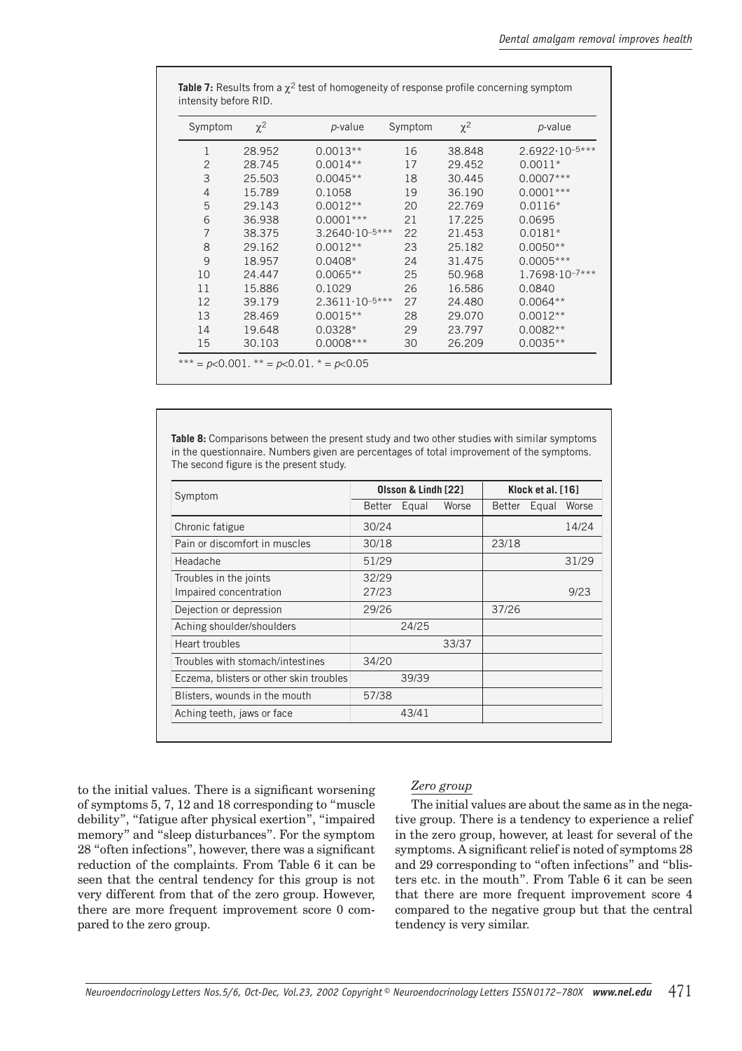**Table 7:** Results from a $\chi^2$ test of homogeneity of response profile concerning symptom intensity before RID.

| Symptom | $\chi^2$ | *p*-value | Symptom | $\chi^2$ | *p*-value |
|---|---|---|---|---|---|
| 1 | 28.952 | 0.0013** | 16 | 38.848 | $2.6922 \cdot 10^{-5}$*** |
| 2 | 28.745 | 0.0014** | 17 | 29.452 | 0.0011* |
| 3 | 25.503 | 0.0045** | 18 | 30.445 | 0.0007*** |
| 4 | 15.789 | 0.1058 | 19 | 36.190 | 0.0001*** |
| 5 | 29.143 | 0.0012** | 20 | 22.769 | 0.0116* |
| 6 | 36.938 | 0.0001*** | 21 | 17.225 | 0.0695 |
| 7 | 38.375 | $3.2640 \cdot 10^{-5}$*** | 22 | 21.453 | 0.0181* |
| 8 | 29.162 | 0.0012** | 23 | 25.182 | 0.0050** |
| 9 | 18.957 | 0.0408* | 24 | 31.475 | 0.0005*** |
| 10 | 24.447 | 0.0065** | 25 | 50.968 | $1.7698 \cdot 10^{-7}$*** |
| 11 | 15.886 | 0.1029 | 26 | 16.586 | 0.0840 |
| 12 | 39.179 | $2.3611 \cdot 10^{-5}$*** | 27 | 24.480 | 0.0064** |
| 13 | 28.469 | 0.0015** | 28 | 29.070 | 0.0012** |
| 14 | 19.648 | 0.0328* | 29 | 23.797 | 0.0082** |
| 15 | 30.103 | 0.0008*** | 30 | 26.209 | 0.0035** |

*** = $p<0.001$. ** = $p<0.01$. * = $p<0.05$

**Table 8:** Comparisons between the present study and two other studies with similar symptoms in the questionnaire. Numbers given are percentages of total improvement of the symptoms. The second figure is the present study.

| Symptom | Olsson & Lindh [22] | | | Klock et al. [16] | | |
|---|---|---|---|---|---|---|
| | Better | Equal | Worse | Better | Equal | Worse |
| Chronic fatigue | 30/24 | | | | | 14/24 |
| Pain or discomfort in muscles | 30/18 | | | 23/18 | | |
| Headache | 51/29 | | | | | 31/29 |
| Troubles in the joints | 32/29 | | | | | |
| Impaired concentration | 27/23 | | | | | 9/23 |
| Dejection or depression | 29/26 | | | 37/26 | | |
| Aching shoulder/shoulders | | 24/25 | | | | |
| Heart troubles | | | 33/37 | | | |
| Troubles with stomach/intestines | 34/20 | | | | | |
| Eczema, blisters or other skin troubles | | 39/39 | | | | |
| Blisters, wounds in the mouth | 57/38 | | | | | |
| Aching teeth, jaws or face | | 43/41 | | | | |

to the initial values. There is a significant worsening of symptoms 5, 7, 12 and 18 corresponding to "muscle debility", "fatigue after physical exertion", "impaired memory" and "sleep disturbances". For the symptom 28 "often infections", however, there was a significant reduction of the complaints. From Table 6 it can be seen that the central tendency for this group is not very different from that of the zero group. However, there are more frequent improvement score 0 compared to the zero group.

*Zero group*

The initial values are about the same as in the negative group. There is a tendency to experience a relief in the zero group, however, at least for several of the symptoms. A significant relief is noted of symptoms 28 and 29 corresponding to "often infections" and "blisters etc. in the mouth". From Table 6 it can be seen that there are more frequent improvement score 4 compared to the negative group but that the central tendency is very similar.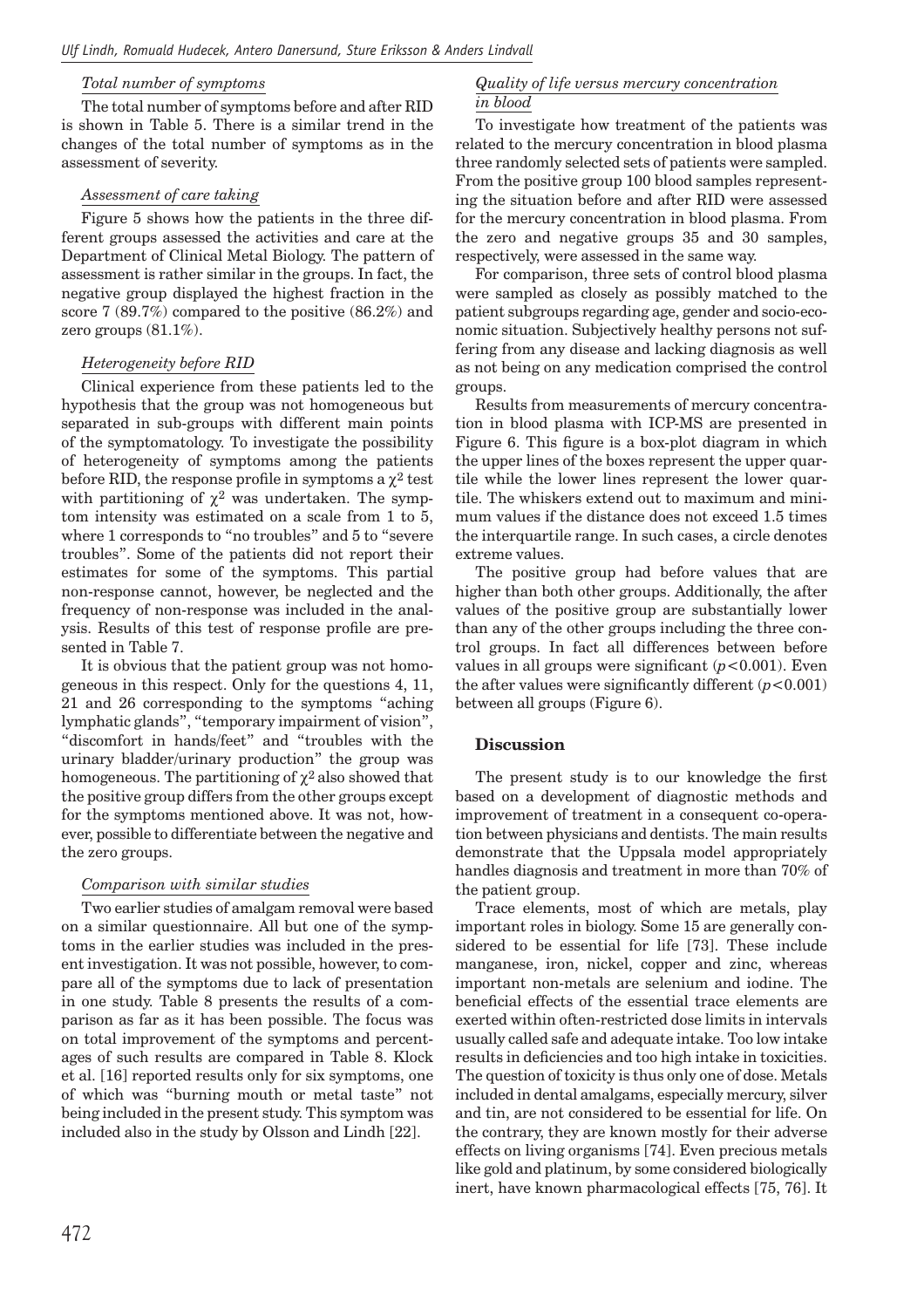### *Total number of symptoms*

The total number of symptoms before and after RID is shown in Table 5. There is a similar trend in the changes of the total number of symptoms as in the assessment of severity.

### *Assessment of care taking*

Figure 5 shows how the patients in the three different groups assessed the activities and care at the Department of Clinical Metal Biology. The pattern of assessment is rather similar in the groups. In fact, the negative group displayed the highest fraction in the score 7 (89.7%) compared to the positive (86.2%) and zero groups (81.1%).

### *Heterogeneity before RID*

Clinical experience from these patients led to the hypothesis that the group was not homogeneous but separated in sub-groups with different main points of the symptomatology. To investigate the possibility of heterogeneity of symptoms among the patients before RID, the response profile in symptoms a $\chi^2$ test with partitioning of $\chi^2$ was undertaken. The symptom intensity was estimated on a scale from 1 to 5, where 1 corresponds to "no troubles" and 5 to "severe troubles". Some of the patients did not report their estimates for some of the symptoms. This partial non-response cannot, however, be neglected and the frequency of non-response was included in the analysis. Results of this test of response profile are presented in Table 7.

It is obvious that the patient group was not homogeneous in this respect. Only for the questions 4, 11, 21 and 26 corresponding to the symptoms "aching lymphatic glands", "temporary impairment of vision", "discomfort in hands/feet" and "troubles with the urinary bladder/urinary production" the group was homogeneous. The partitioning of $\chi^2$ also showed that the positive group differs from the other groups except for the symptoms mentioned above. It was not, however, possible to differentiate between the negative and the zero groups.

### *Comparison with similar studies*

Two earlier studies of amalgam removal were based on a similar questionnaire. All but one of the symptoms in the earlier studies was included in the present investigation. It was not possible, however, to compare all of the symptoms due to lack of presentation in one study. Table 8 presents the results of a comparison as far as it has been possible. The focus was on total improvement of the symptoms and percentages of such results are compared in Table 8. Klock et al. [16] reported results only for six symptoms, one of which was "burning mouth or metal taste" not being included in the present study. This symptom was included also in the study by Olsson and Lindh [22].

### *Quality of life versus mercury concentration in blood*

To investigate how treatment of the patients was related to the mercury concentration in blood plasma three randomly selected sets of patients were sampled. From the positive group 100 blood samples representing the situation before and after RID were assessed for the mercury concentration in blood plasma. From the zero and negative groups 35 and 30 samples, respectively, were assessed in the same way.

For comparison, three sets of control blood plasma were sampled as closely as possibly matched to the patient subgroups regarding age, gender and socio-economic situation. Subjectively healthy persons not suffering from any disease and lacking diagnosis as well as not being on any medication comprised the control groups.

Results from measurements of mercury concentration in blood plasma with ICP-MS are presented in Figure 6. This figure is a box-plot diagram in which the upper lines of the boxes represent the upper quartile while the lower lines represent the lower quartile. The whiskers extend out to maximum and minimum values if the distance does not exceed 1.5 times the interquartile range. In such cases, a circle denotes extreme values.

The positive group had before values that are higher than both other groups. Additionally, the after values of the positive group are substantially lower than any of the other groups including the three control groups. In fact all differences between before values in all groups were significant ($p<0.001$). Even the after values were significantly different ($p<0.001$) between all groups (Figure 6).

## Discussion

The present study is to our knowledge the first based on a development of diagnostic methods and improvement of treatment in a consequent co-operation between physicians and dentists. The main results demonstrate that the Uppsala model appropriately handles diagnosis and treatment in more than 70% of the patient group.

Trace elements, most of which are metals, play important roles in biology. Some 15 are generally considered to be essential for life [73]. These include manganese, iron, nickel, copper and zinc, whereas important non-metals are selenium and iodine. The beneficial effects of the essential trace elements are exerted within often-restricted dose limits in intervals usually called safe and adequate intake. Too low intake results in deficiencies and too high intake in toxicities. The question of toxicity is thus only one of dose. Metals included in dental amalgams, especially mercury, silver and tin, are not considered to be essential for life. On the contrary, they are known mostly for their adverse effects on living organisms [74]. Even precious metals like gold and platinum, by some considered biologically inert, have known pharmacological effects [75, 76]. It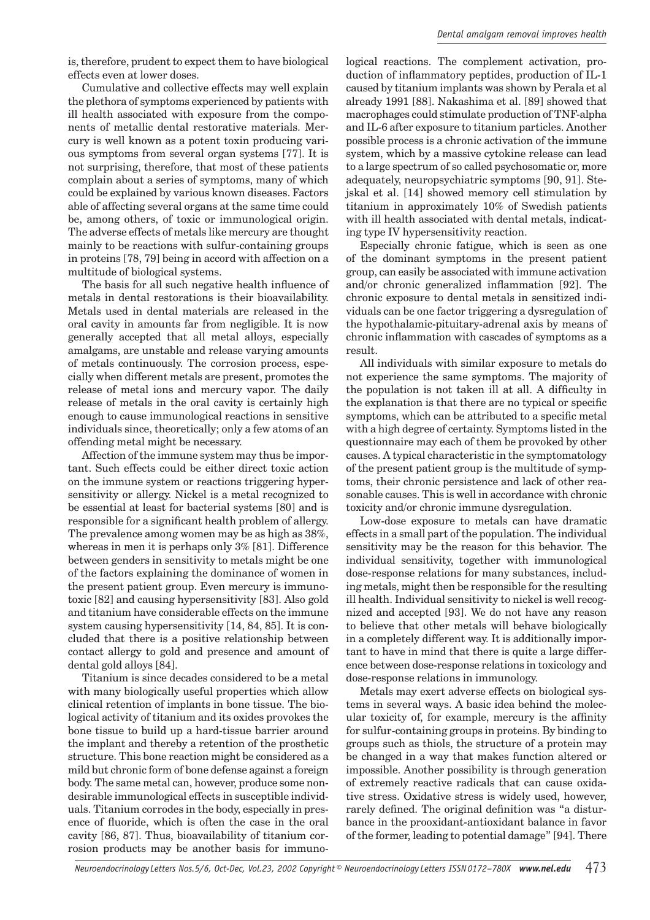is, therefore, prudent to expect them to have biological effects even at lower doses.

Cumulative and collective effects may well explain the plethora of symptoms experienced by patients with ill health associated with exposure from the components of metallic dental restorative materials. Mercury is well known as a potent toxin producing various symptoms from several organ systems [77]. It is not surprising, therefore, that most of these patients complain about a series of symptoms, many of which could be explained by various known diseases. Factors able of affecting several organs at the same time could be, among others, of toxic or immunological origin. The adverse effects of metals like mercury are thought mainly to be reactions with sulfur-containing groups in proteins [78, 79] being in accord with affection on a multitude of biological systems.

The basis for all such negative health influence of metals in dental restorations is their bioavailability. Metals used in dental materials are released in the oral cavity in amounts far from negligible. It is now generally accepted that all metal alloys, especially amalgams, are unstable and release varying amounts of metals continuously. The corrosion process, especially when different metals are present, promotes the release of metal ions and mercury vapor. The daily release of metals in the oral cavity is certainly high enough to cause immunological reactions in sensitive individuals since, theoretically; only a few atoms of an offending metal might be necessary.

Affection of the immune system may thus be important. Such effects could be either direct toxic action on the immune system or reactions triggering hypersensitivity or allergy. Nickel is a metal recognized to be essential at least for bacterial systems [80] and is responsible for a significant health problem of allergy. The prevalence among women may be as high as 38%, whereas in men it is perhaps only 3% [81]. Difference between genders in sensitivity to metals might be one of the factors explaining the dominance of women in the present patient group. Even mercury is immunotoxic [82] and causing hypersensitivity [83]. Also gold and titanium have considerable effects on the immune system causing hypersensitivity [14, 84, 85]. It is concluded that there is a positive relationship between contact allergy to gold and presence and amount of dental gold alloys [84].

Titanium is since decades considered to be a metal with many biologically useful properties which allow clinical retention of implants in bone tissue. The biological activity of titanium and its oxides provokes the bone tissue to build up a hard-tissue barrier around the implant and thereby a retention of the prosthetic structure. This bone reaction might be considered as a mild but chronic form of bone defense against a foreign body. The same metal can, however, produce some non-desirable immunological effects in susceptible individuals. Titanium corrodes in the body, especially in presence of fluoride, which is often the case in the oral cavity [86, 87]. Thus, bioavailability of titanium corrosion products may be another basis for immunological reactions. The complement activation, production of inflammatory peptides, production of IL-1 caused by titanium implants was shown by Perala et al already 1991 [88]. Nakashima et al. [89] showed that macrophages could stimulate production of TNF-alpha and IL-6 after exposure to titanium particles. Another possible process is a chronic activation of the immune system, which by a massive cytokine release can lead to a large spectrum of so called psychosomatic or, more adequately, neuropsychiatric symptoms [90, 91]. Stejskal et al. [14] showed memory cell stimulation by titanium in approximately 10% of Swedish patients with ill health associated with dental metals, indicating type IV hypersensitivity reaction.

Especially chronic fatigue, which is seen as one of the dominant symptoms in the present patient group, can easily be associated with immune activation and/or chronic generalized inflammation [92]. The chronic exposure to dental metals in sensitized individuals can be one factor triggering a dysregulation of the hypothalamic-pituitary-adrenal axis by means of chronic inflammation with cascades of symptoms as a result.

All individuals with similar exposure to metals do not experience the same symptoms. The majority of the population is not taken ill at all. A difficulty in the explanation is that there are no typical or specific symptoms, which can be attributed to a specific metal with a high degree of certainty. Symptoms listed in the questionnaire may each of them be provoked by other causes. A typical characteristic in the symptomatology of the present patient group is the multitude of symptoms, their chronic persistence and lack of other reasonable causes. This is well in accordance with chronic toxicity and/or chronic immune dysregulation.

Low-dose exposure to metals can have dramatic effects in a small part of the population. The individual sensitivity may be the reason for this behavior. The individual sensitivity, together with immunological dose-response relations for many substances, including metals, might then be responsible for the resulting ill health. Individual sensitivity to nickel is well recognized and accepted [93]. We do not have any reason to believe that other metals will behave biologically in a completely different way. It is additionally important to have in mind that there is quite a large difference between dose-response relations in toxicology and dose-response relations in immunology.

Metals may exert adverse effects on biological systems in several ways. A basic idea behind the molecular toxicity of, for example, mercury is the affinity for sulfur-containing groups in proteins. By binding to groups such as thiols, the structure of a protein may be changed in a way that makes function altered or impossible. Another possibility is through generation of extremely reactive radicals that can cause oxidative stress. Oxidative stress is widely used, however, rarely defined. The original definition was "a disturbance in the prooxidant-antioxidant balance in favor of the former, leading to potential damage" [94]. There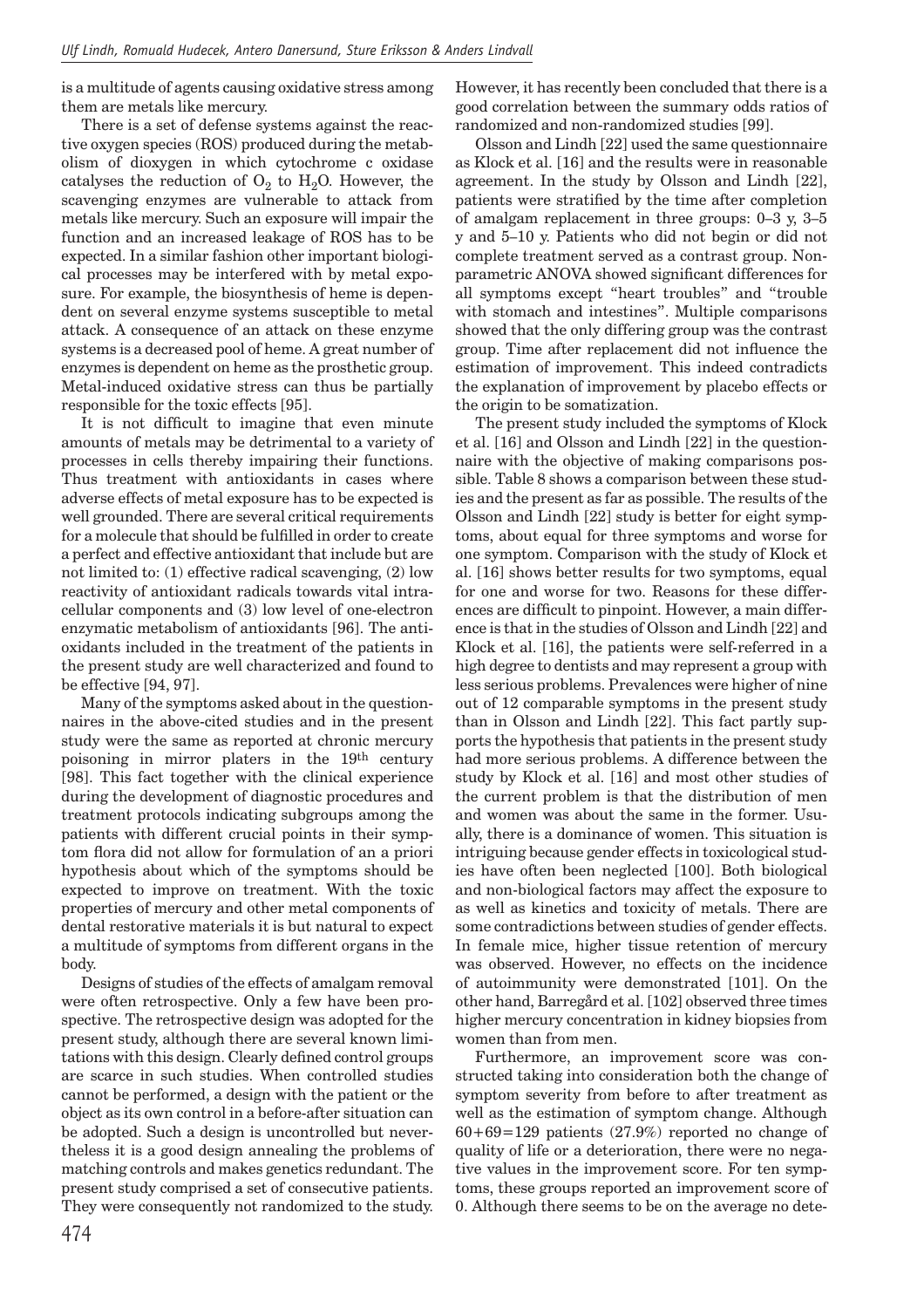is a multitude of agents causing oxidative stress among them are metals like mercury.

There is a set of defense systems against the reactive oxygen species (ROS) produced during the metabolism of dioxygen in which cytochrome c oxidase catalyses the reduction of $O_2$ to $H_2O$. However, the scavenging enzymes are vulnerable to attack from metals like mercury. Such an exposure will impair the function and an increased leakage of ROS has to be expected. In a similar fashion other important biological processes may be interfered with by metal exposure. For example, the biosynthesis of heme is dependent on several enzyme systems susceptible to metal attack. A consequence of an attack on these enzyme systems is a decreased pool of heme. A great number of enzymes is dependent on heme as the prosthetic group. Metal-induced oxidative stress can thus be partially responsible for the toxic effects [95].

It is not difficult to imagine that even minute amounts of metals may be detrimental to a variety of processes in cells thereby impairing their functions. Thus treatment with antioxidants in cases where adverse effects of metal exposure has to be expected is well grounded. There are several critical requirements for a molecule that should be fulfilled in order to create a perfect and effective antioxidant that include but are not limited to: (1) effective radical scavenging, (2) low reactivity of antioxidant radicals towards vital intracellular components and (3) low level of one-electron enzymatic metabolism of antioxidants [96]. The antioxidants included in the treatment of the patients in the present study are well characterized and found to be effective [94, 97].

Many of the symptoms asked about in the questionnaires in the above-cited studies and in the present study were the same as reported at chronic mercury poisoning in mirror platers in the 19th century [98]. This fact together with the clinical experience during the development of diagnostic procedures and treatment protocols indicating subgroups among the patients with different crucial points in their symptom flora did not allow for formulation of an a priori hypothesis about which of the symptoms should be expected to improve on treatment. With the toxic properties of mercury and other metal components of dental restorative materials it is but natural to expect a multitude of symptoms from different organs in the body.

Designs of studies of the effects of amalgam removal were often retrospective. Only a few have been prospective. The retrospective design was adopted for the present study, although there are several known limitations with this design. Clearly defined control groups are scarce in such studies. When controlled studies cannot be performed, a design with the patient or the object as its own control in a before-after situation can be adopted. Such a design is uncontrolled but nevertheless it is a good design annealing the problems of matching controls and makes genetics redundant. The present study comprised a set of consecutive patients. They were consequently not randomized to the study. However, it has recently been concluded that there is a good correlation between the summary odds ratios of randomized and non-randomized studies [99].

Olsson and Lindh [22] used the same questionnaire as Klock et al. [16] and the results were in reasonable agreement. In the study by Olsson and Lindh [22], patients were stratified by the time after completion of amalgam replacement in three groups: 0–3 y, 3–5 y and 5–10 y. Patients who did not begin or did not complete treatment served as a contrast group. Non-parametric ANOVA showed significant differences for all symptoms except "heart troubles" and "trouble with stomach and intestines". Multiple comparisons showed that the only differing group was the contrast group. Time after replacement did not influence the estimation of improvement. This indeed contradicts the explanation of improvement by placebo effects or the origin to be somatization.

The present study included the symptoms of Klock et al. [16] and Olsson and Lindh [22] in the questionnaire with the objective of making comparisons possible. Table 8 shows a comparison between these studies and the present as far as possible. The results of the Olsson and Lindh [22] study is better for eight symptoms, about equal for three symptoms and worse for one symptom. Comparison with the study of Klock et al. [16] shows better results for two symptoms, equal for one and worse for two. Reasons for these differences are difficult to pinpoint. However, a main difference is that in the studies of Olsson and Lindh [22] and Klock et al. [16], the patients were self-referred in a high degree to dentists and may represent a group with less serious problems. Prevalences were higher of nine out of 12 comparable symptoms in the present study than in Olsson and Lindh [22]. This fact partly supports the hypothesis that patients in the present study had more serious problems. A difference between the study by Klock et al. [16] and most other studies of the current problem is that the distribution of men and women was about the same in the former. Usually, there is a dominance of women. This situation is intriguing because gender effects in toxicological studies have often been neglected [100]. Both biological and non-biological factors may affect the exposure to as well as kinetics and toxicity of metals. There are some contradictions between studies of gender effects. In female mice, higher tissue retention of mercury was observed. However, no effects on the incidence of autoimmunity were demonstrated [101]. On the other hand, Barregård et al. [102] observed three times higher mercury concentration in kidney biopsies from women than from men.

Furthermore, an improvement score was constructed taking into consideration both the change of symptom severity from before to after treatment as well as the estimation of symptom change. Although 60+69=129 patients (27.9%) reported no change of quality of life or a deterioration, there were no negative values in the improvement score. For ten symptoms, these groups reported an improvement score of 0. Although there seems to be on the average no dete-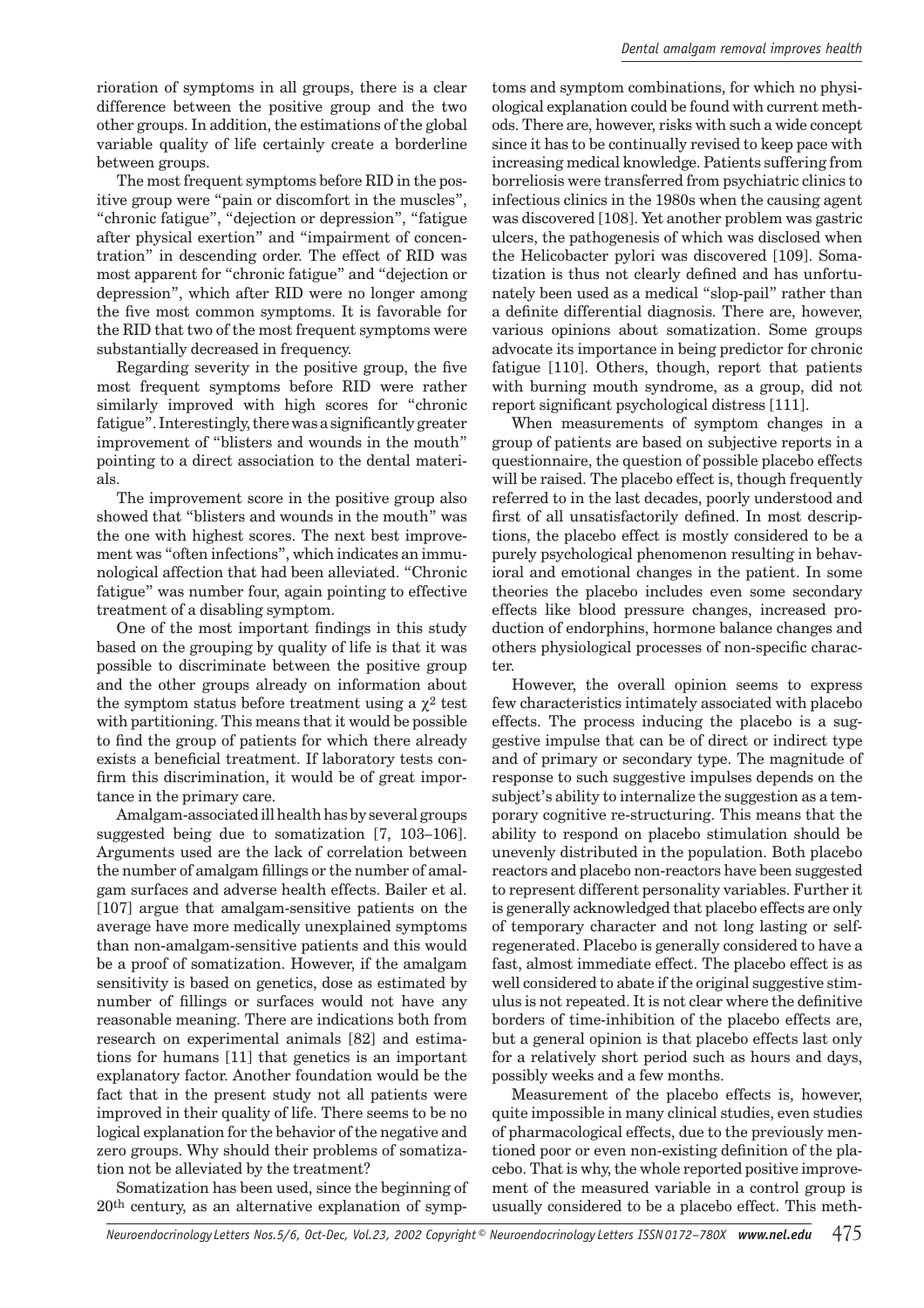rioration of symptoms in all groups, there is a clear difference between the positive group and the two other groups. In addition, the estimations of the global variable quality of life certainly create a borderline between groups.

The most frequent symptoms before RID in the positive group were "pain or discomfort in the muscles", "chronic fatigue", "dejection or depression", "fatigue after physical exertion" and "impairment of concentration" in descending order. The effect of RID was most apparent for "chronic fatigue" and "dejection or depression", which after RID were no longer among the five most common symptoms. It is favorable for the RID that two of the most frequent symptoms were substantially decreased in frequency.

Regarding severity in the positive group, the five most frequent symptoms before RID were rather similarly improved with high scores for "chronic fatigue". Interestingly, there was a significantly greater improvement of "blisters and wounds in the mouth" pointing to a direct association to the dental materials.

The improvement score in the positive group also showed that "blisters and wounds in the mouth" was the one with highest scores. The next best improvement was "often infections", which indicates an immunological affection that had been alleviated. "Chronic fatigue" was number four, again pointing to effective treatment of a disabling symptom.

One of the most important findings in this study based on the grouping by quality of life is that it was possible to discriminate between the positive group and the other groups already on information about the symptom status before treatment using a $\chi^2$ test with partitioning. This means that it would be possible to find the group of patients for which there already exists a beneficial treatment. If laboratory tests confirm this discrimination, it would be of great importance in the primary care.

Amalgam-associated ill health has by several groups suggested being due to somatization [7, 103–106]. Arguments used are the lack of correlation between the number of amalgam fillings or the number of amalgam surfaces and adverse health effects. Bailer et al. [107] argue that amalgam-sensitive patients on the average have more medically unexplained symptoms than non-amalgam-sensitive patients and this would be a proof of somatization. However, if the amalgam sensitivity is based on genetics, dose as estimated by number of fillings or surfaces would not have any reasonable meaning. There are indications both from research on experimental animals [82] and estimations for humans [11] that genetics is an important explanatory factor. Another foundation would be the fact that in the present study not all patients were improved in their quality of life. There seems to be no logical explanation for the behavior of the negative and zero groups. Why should their problems of somatization not be alleviated by the treatment?

Somatization has been used, since the beginning of 20th century, as an alternative explanation of symptoms and symptom combinations, for which no physiological explanation could be found with current methods. There are, however, risks with such a wide concept since it has to be continually revised to keep pace with increasing medical knowledge. Patients suffering from borreliosis were transferred from psychiatric clinics to infectious clinics in the 1980s when the causing agent was discovered [108]. Yet another problem was gastric ulcers, the pathogenesis of which was disclosed when the Helicobacter pylori was discovered [109]. Somatization is thus not clearly defined and has unfortunately been used as a medical "slop-pail" rather than a definite differential diagnosis. There are, however, various opinions about somatization. Some groups advocate its importance in being predictor for chronic fatigue [110]. Others, though, report that patients with burning mouth syndrome, as a group, did not report significant psychological distress [111].

When measurements of symptom changes in a group of patients are based on subjective reports in a questionnaire, the question of possible placebo effects will be raised. The placebo effect is, though frequently referred to in the last decades, poorly understood and first of all unsatisfactorily defined. In most descriptions, the placebo effect is mostly considered to be a purely psychological phenomenon resulting in behavioral and emotional changes in the patient. In some theories the placebo includes even some secondary effects like blood pressure changes, increased production of endorphins, hormone balance changes and others physiological processes of non-specific character.

However, the overall opinion seems to express few characteristics intimately associated with placebo effects. The process inducing the placebo is a suggestive impulse that can be of direct or indirect type and of primary or secondary type. The magnitude of response to such suggestive impulses depends on the subject's ability to internalize the suggestion as a temporary cognitive re-structuring. This means that the ability to respond on placebo stimulation should be unevenly distributed in the population. Both placebo reactors and placebo non-reactors have been suggested to represent different personality variables. Further it is generally acknowledged that placebo effects are only of temporary character and not long lasting or self-regenerated. Placebo is generally considered to have a fast, almost immediate effect. The placebo effect is as well considered to abate if the original suggestive stimulus is not repeated. It is not clear where the definitive borders of time-inhibition of the placebo effects are, but a general opinion is that placebo effects last only for a relatively short period such as hours and days, possibly weeks and a few months.

Measurement of the placebo effects is, however, quite impossible in many clinical studies, even studies of pharmacological effects, due to the previously mentioned poor or even non-existing definition of the placebo. That is why, the whole reported positive improvement of the measured variable in a control group is usually considered to be a placebo effect. This meth-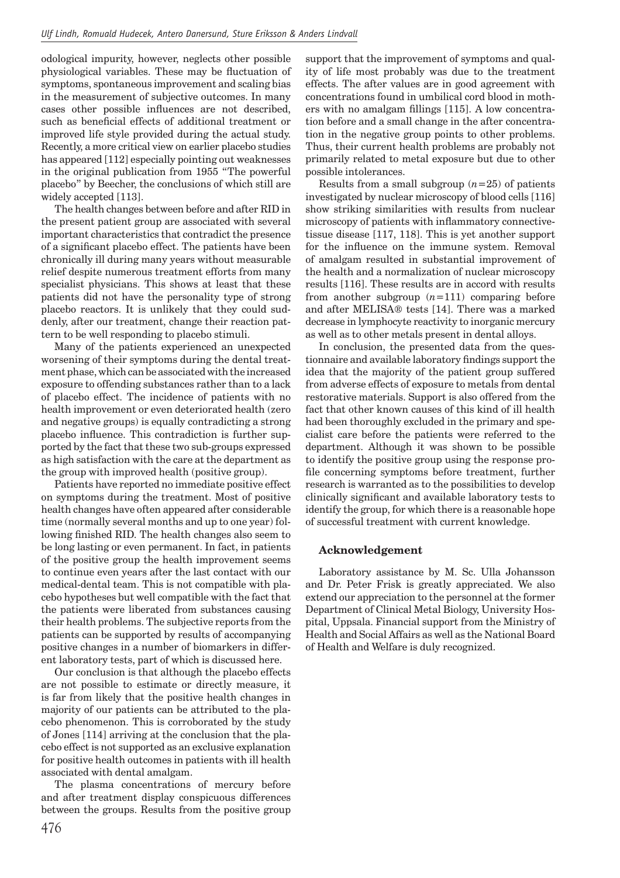odological impurity, however, neglects other possible physiological variables. These may be fluctuation of symptoms, spontaneous improvement and scaling bias in the measurement of subjective outcomes. In many cases other possible influences are not described, such as beneficial effects of additional treatment or improved life style provided during the actual study. Recently, a more critical view on earlier placebo studies has appeared [112] especially pointing out weaknesses in the original publication from 1955 "The powerful placebo" by Beecher, the conclusions of which still are widely accepted [113].

The health changes between before and after RID in the present patient group are associated with several important characteristics that contradict the presence of a significant placebo effect. The patients have been chronically ill during many years without measurable relief despite numerous treatment efforts from many specialist physicians. This shows at least that these patients did not have the personality type of strong placebo reactors. It is unlikely that they could suddenly, after our treatment, change their reaction pattern to be well responding to placebo stimuli.

Many of the patients experienced an unexpected worsening of their symptoms during the dental treatment phase, which can be associated with the increased exposure to offending substances rather than to a lack of placebo effect. The incidence of patients with no health improvement or even deteriorated health (zero and negative groups) is equally contradicting a strong placebo influence. This contradiction is further supported by the fact that these two sub-groups expressed as high satisfaction with the care at the department as the group with improved health (positive group).

Patients have reported no immediate positive effect on symptoms during the treatment. Most of positive health changes have often appeared after considerable time (normally several months and up to one year) following finished RID. The health changes also seem to be long lasting or even permanent. In fact, in patients of the positive group the health improvement seems to continue even years after the last contact with our medical-dental team. This is not compatible with placebo hypotheses but well compatible with the fact that the patients were liberated from substances causing their health problems. The subjective reports from the patients can be supported by results of accompanying positive changes in a number of biomarkers in different laboratory tests, part of which is discussed here.

Our conclusion is that although the placebo effects are not possible to estimate or directly measure, it is far from likely that the positive health changes in majority of our patients can be attributed to the placebo phenomenon. This is corroborated by the study of Jones [114] arriving at the conclusion that the placebo effect is not supported as an exclusive explanation for positive health outcomes in patients with ill health associated with dental amalgam.

The plasma concentrations of mercury before and after treatment display conspicuous differences between the groups. Results from the positive group support that the improvement of symptoms and quality of life most probably was due to the treatment effects. The after values are in good agreement with concentrations found in umbilical cord blood in mothers with no amalgam fillings [115]. A low concentration before and a small change in the after concentration in the negative group points to other problems. Thus, their current health problems are probably not primarily related to metal exposure but due to other possible intolerances.

Results from a small subgroup ($n=25$) of patients investigated by nuclear microscopy of blood cells [116] show striking similarities with results from nuclear microscopy of patients with inflammatory connective-tissue disease [117, 118]. This is yet another support for the influence on the immune system. Removal of amalgam resulted in substantial improvement of the health and a normalization of nuclear microscopy results [116]. These results are in accord with results from another subgroup ($n=111$) comparing before and after MELISA® tests [14]. There was a marked decrease in lymphocyte reactivity to inorganic mercury as well as to other metals present in dental alloys.

In conclusion, the presented data from the questionnaire and available laboratory findings support the idea that the majority of the patient group suffered from adverse effects of exposure to metals from dental restorative materials. Support is also offered from the fact that other known causes of this kind of ill health had been thoroughly excluded in the primary and specialist care before the patients were referred to the department. Although it was shown to be possible to identify the positive group using the response profile concerning symptoms before treatment, further research is warranted as to the possibilities to develop clinically significant and available laboratory tests to identify the group, for which there is a reasonable hope of successful treatment with current knowledge.

### Acknowledgement

Laboratory assistance by M. Sc. Ulla Johansson and Dr. Peter Frisk is greatly appreciated. We also extend our appreciation to the personnel at the former Department of Clinical Metal Biology, University Hospital, Uppsala. Financial support from the Ministry of Health and Social Affairs as well as the National Board of Health and Welfare is duly recognized.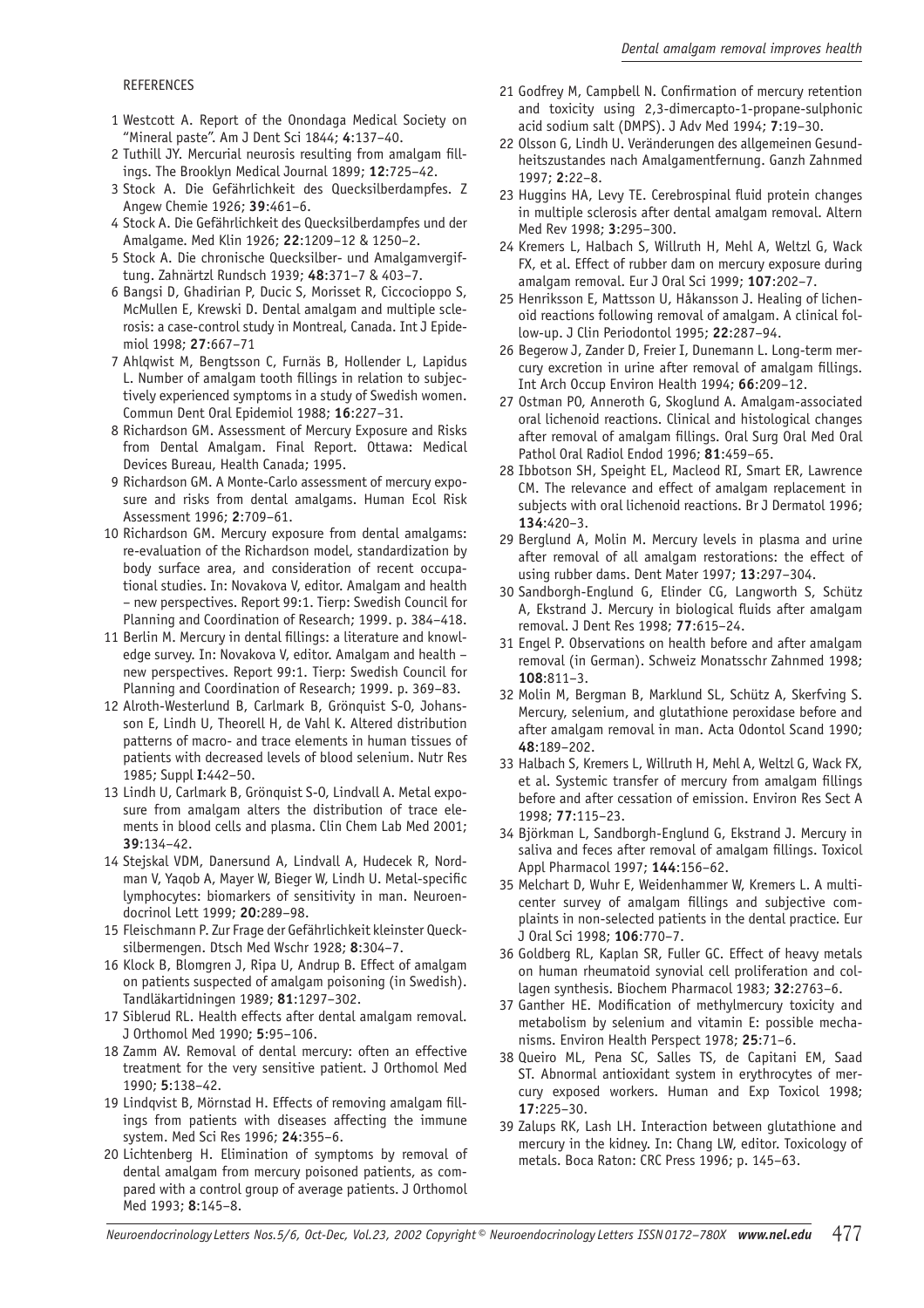REFERENCES

1. Westcott A. Report of the Onondaga Medical Society on "Mineral paste". Am J Dent Sci 1844; **4**:137–40.
2. Tuthill JY. Mercurial neurosis resulting from amalgam fillings. The Brooklyn Medical Journal 1899; **12**:725–42.
3. Stock A. Die Gefährlichkeit des Quecksilberdampfes. Z Angew Chemie 1926; **39**:461–6.
4. Stock A. Die Gefährlichkeit des Quecksilberdampfes und der Amalgame. Med Klin 1926; **22**:1209–12 & 1250–2.
5. Stock A. Die chronische Quecksilber- und Amalgamvergiftung. Zahnärztl Rundsch 1939; **48**:371–7 & 403–7.
6. Bangsi D, Ghadirian P, Ducic S, Morisset R, Ciccocioppo S, McMullen E, Krewski D. Dental amalgam and multiple sclerosis: a case-control study in Montreal, Canada. Int J Epidemiol 1998; **27**:667–71
7. Ahlqwist M, Bengtsson C, Furnäs B, Hollender L, Lapidus L. Number of amalgam tooth fillings in relation to subjectively experienced symptoms in a study of Swedish women. Commun Dent Oral Epidemiol 1988; **16**:227–31.
8. Richardson GM. Assessment of Mercury Exposure and Risks from Dental Amalgam. Final Report. Ottawa: Medical Devices Bureau, Health Canada; 1995.
9. Richardson GM. A Monte-Carlo assessment of mercury exposure and risks from dental amalgams. Human Ecol Risk Assessment 1996; **2**:709–61.
10. Richardson GM. Mercury exposure from dental amalgams: re-evaluation of the Richardson model, standardization by body surface area, and consideration of recent occupational studies. In: Novakova V, editor. Amalgam and health – new perspectives. Report 99:1. Tierp: Swedish Council for Planning and Coordination of Research; 1999. p. 384–418.
11. Berlin M. Mercury in dental fillings: a literature and knowledge survey. In: Novakova V, editor. Amalgam and health – new perspectives. Report 99:1. Tierp: Swedish Council for Planning and Coordination of Research; 1999. p. 369–83.
12. Alroth-Westerlund B, Carlmark B, Grönquist S-O, Johansson E, Lindh U, Theorell H, de Vahl K. Altered distribution patterns of macro- and trace elements in human tissues of patients with decreased levels of blood selenium. Nutr Res 1985; Suppl **I**:442–50.
13. Lindh U, Carlmark B, Grönquist S-O, Lindvall A. Metal exposure from amalgam alters the distribution of trace elements in blood cells and plasma. Clin Chem Lab Med 2001; **39**:134–42.
14. Stejskal VDM, Danersund A, Lindvall A, Hudecek R, Nordman V, Yaqob A, Mayer W, Bieger W, Lindh U. Metal-specific lymphocytes: biomarkers of sensitivity in man. Neuroendocrinol Lett 1999; **20**:289–98.
15. Fleischmann P. Zur Frage der Gefährlichkeit kleinster Quecksilbermengen. Dtsch Med Wschr 1928; **8**:304–7.
16. Klock B, Blomgren J, Ripa U, Andrup B. Effect of amalgam on patients suspected of amalgam poisoning (in Swedish). Tandläkartidningen 1989; **81**:1297–302.
17. Siblerud RL. Health effects after dental amalgam removal. J Orthomol Med 1990; **5**:95–106.
18. Zamm AV. Removal of dental mercury: often an effective treatment for the very sensitive patient. J Orthomol Med 1990; **5**:138–42.
19. Lindqvist B, Mörnstad H. Effects of removing amalgam fillings from patients with diseases affecting the immune system. Med Sci Res 1996; **24**:355–6.
20. Lichtenberg H. Elimination of symptoms by removal of dental amalgam from mercury poisoned patients, as compared with a control group of average patients. J Orthomol Med 1993; **8**:145–8.
21. Godfrey M, Campbell N. Confirmation of mercury retention and toxicity using 2,3-dimercapto-1-propane-sulphonic acid sodium salt (DMPS). J Adv Med 1994; **7**:19–30.
22. Olsson G, Lindh U. Veränderungen des allgemeinen Gesundheitszustandes nach Amalgamentfernung. Ganzh Zahnmed 1997; **2**:22–8.
23. Huggins HA, Levy TE. Cerebrospinal fluid protein changes in multiple sclerosis after dental amalgam removal. Altern Med Rev 1998; **3**:295–300.
24. Kremers L, Halbach S, Willruth H, Mehl A, Weltzl G, Wack FX, et al. Effect of rubber dam on mercury exposure during amalgam removal. Eur J Oral Sci 1999; **107**:202–7.
25. Henriksson E, Mattsson U, Håkansson J. Healing of lichenoid reactions following removal of amalgam. A clinical follow-up. J Clin Periodontol 1995; **22**:287–94.
26. Begerow J, Zander D, Freier I, Dunemann L. Long-term mercury excretion in urine after removal of amalgam fillings. Int Arch Occup Environ Health 1994; **66**:209–12.
27. Ostman PO, Anneroth G, Skoglund A. Amalgam-associated oral lichenoid reactions. Clinical and histological changes after removal of amalgam fillings. Oral Surg Oral Med Oral Pathol Oral Radiol Endod 1996; **81**:459–65.
28. Ibbotson SH, Speight EL, Macleod RI, Smart ER, Lawrence CM. The relevance and effect of amalgam replacement in subjects with oral lichenoid reactions. Br J Dermatol 1996; **134**:420–3.
29. Berglund A, Molin M. Mercury levels in plasma and urine after removal of all amalgam restorations: the effect of using rubber dams. Dent Mater 1997; **13**:297–304.
30. Sandborgh-Englund G, Elinder CG, Langworth S, Schütz A, Ekstrand J. Mercury in biological fluids after amalgam removal. J Dent Res 1998; **77**:615–24.
31. Engel P. Observations on health before and after amalgam removal (in German). Schweiz Monatsschr Zahnmed 1998; **108**:811–3.
32. Molin M, Bergman B, Marklund SL, Schütz A, Skerfving S. Mercury, selenium, and glutathione peroxidase before and after amalgam removal in man. Acta Odontol Scand 1990; **48**:189–202.
33. Halbach S, Kremers L, Willruth H, Mehl A, Weltzl G, Wack FX, et al. Systemic transfer of mercury from amalgam fillings before and after cessation of emission. Environ Res Sect A 1998; **77**:115–23.
34. Björkman L, Sandborgh-Englund G, Ekstrand J. Mercury in saliva and feces after removal of amalgam fillings. Toxicol Appl Pharmacol 1997; **144**:156–62.
35. Melchart D, Wuhr E, Weidenhammer W, Kremers L. A multicenter survey of amalgam fillings and subjective complaints in non-selected patients in the dental practice. Eur J Oral Sci 1998; **106**:770–7.
36. Goldberg RL, Kaplan SR, Fuller GC. Effect of heavy metals on human rheumatoid synovial cell proliferation and collagen synthesis. Biochem Pharmacol 1983; **32**:2763–6.
37. Ganther HE. Modification of methylmercury toxicity and metabolism by selenium and vitamin E: possible mechanisms. Environ Health Perspect 1978; **25**:71–6.
38. Queiro ML, Pena SC, Salles TS, de Capitani EM, Saad ST. Abnormal antioxidant system in erythrocytes of mercury exposed workers. Human and Exp Toxicol 1998; **17**:225–30.
39. Zalups RK, Lash LH. Interaction between glutathione and mercury in the kidney. In: Chang LW, editor. Toxicology of metals. Boca Raton: CRC Press 1996; p. 145–63.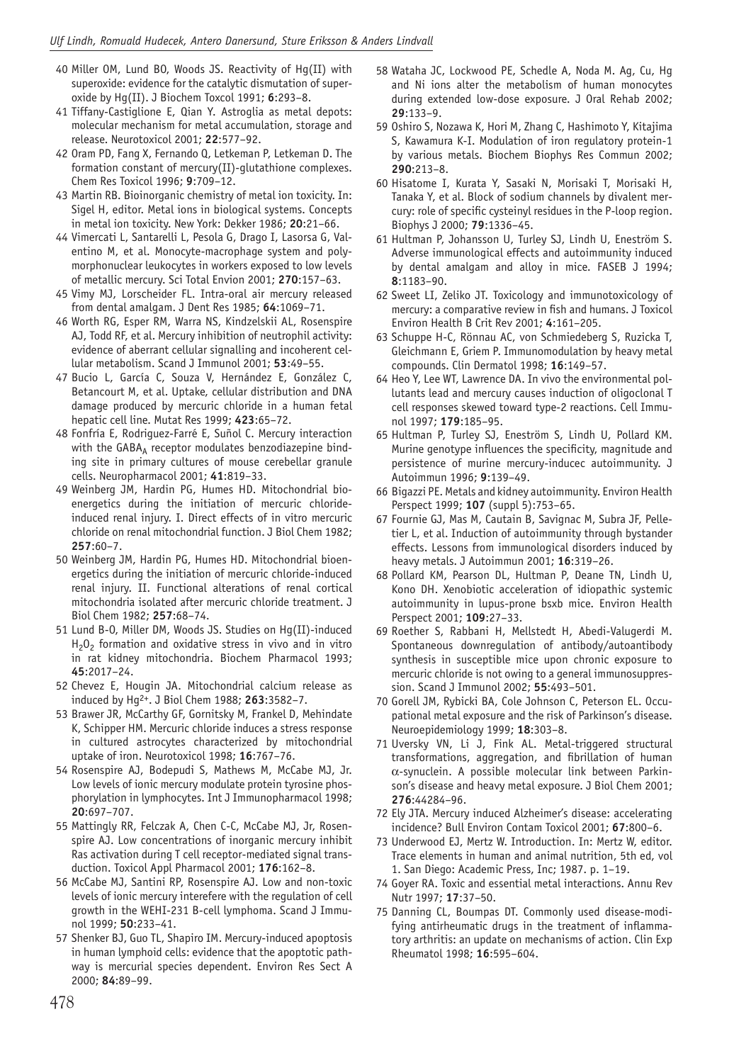40 Miller OM, Lund BO, Woods JS. Reactivity of Hg(II) with superoxide: evidence for the catalytic dismutation of superoxide by Hg(II). J Biochem Toxcol 1991; **6**:293–8.

41 Tiffany-Castiglione E, Qian Y. Astroglia as metal depots: molecular mechanism for metal accumulation, storage and release. Neurotoxicol 2001; **22**:577–92.

42 Oram PD, Fang X, Fernando Q, Letkeman P, Letkeman D. The formation constant of mercury(II)-glutathione complexes. Chem Res Toxicol 1996; **9**:709–12.

43 Martin RB. Bioinorganic chemistry of metal ion toxicity. In: Sigel H, editor. Metal ions in biological systems. Concepts in metal ion toxicity. New York: Dekker 1986; **20**:21–66.

44 Vimercati L, Santarelli L, Pesola G, Drago I, Lasorsa G, Valentino M, et al. Monocyte-macrophage system and polymorphonuclear leukocytes in workers exposed to low levels of metallic mercury. Sci Total Envion 2001; **270**:157–63.

45 Vimy MJ, Lorscheider FL. Intra-oral air mercury released from dental amalgam. J Dent Res 1985; **64**:1069–71.

46 Worth RG, Esper RM, Warra NS, Kindzelskii AL, Rosenspire AJ, Todd RF, et al. Mercury inhibition of neutrophil activity: evidence of aberrant cellular signalling and incoherent cellular metabolism. Scand J Immunol 2001; **53**:49–55.

47 Bucio L, García C, Souza V, Hernández E, González C, Betancourt M, et al. Uptake, cellular distribution and DNA damage produced by mercuric chloride in a human fetal hepatic cell line. Mutat Res 1999; **423**:65–72.

48 Fonfría E, Rodriguez-Farré E, Suñol C. Mercury interaction with the $GABA_A$ receptor modulates benzodiazepine binding site in primary cultures of mouse cerebellar granule cells. Neuropharmacol 2001; **41**:819–33.

49 Weinberg JM, Hardin PG, Humes HD. Mitochondrial bioenergetics during the initiation of mercuric chloride-induced renal injury. I. Direct effects of in vitro mercuric chloride on renal mitochondrial function. J Biol Chem 1982; **257**:60–7.

50 Weinberg JM, Hardin PG, Humes HD. Mitochondrial bioenergetics during the initiation of mercuric chloride-induced renal injury. II. Functional alterations of renal cortical mitochondria isolated after mercuric chloride treatment. J Biol Chem 1982; **257**:68–74.

51 Lund B-O, Miller DM, Woods JS. Studies on Hg(II)-induced $H_2O_2$ formation and oxidative stress in vivo and in vitro in rat kidney mitochondria. Biochem Pharmacol 1993; **45**:2017–24.

52 Chevez E, Hougin JA. Mitochondrial calcium release as induced by $Hg^{2+}$. J Biol Chem 1988; **263**:3582–7.

53 Brawer JR, McCarthy GF, Gornitsky M, Frankel D, Mehindate K, Schipper HM. Mercuric chloride induces a stress response in cultured astrocytes characterized by mitochondrial uptake of iron. Neurotoxicol 1998; **16**:767–76.

54 Rosenspire AJ, Bodepudi S, Mathews M, McCabe MJ, Jr. Low levels of ionic mercury modulate protein tyrosine phosphorylation in lymphocytes. Int J Immunopharmacol 1998; **20**:697–707.

55 Mattingly RR, Felczak A, Chen C-C, McCabe MJ, Jr, Rosenspire AJ. Low concentrations of inorganic mercury inhibit Ras activation during T cell receptor-mediated signal transduction. Toxicol Appl Pharmacol 2001; **176**:162–8.

56 McCabe MJ, Santini RP, Rosenspire AJ. Low and non-toxic levels of ionic mercury interefere with the regulation of cell growth in the WEHI-231 B-cell lymphoma. Scand J Immunol 1999; **50**:233–41.

57 Shenker BJ, Guo TL, Shapiro IM. Mercury-induced apoptosis in human lymphoid cells: evidence that the apoptotic pathway is mercurial species dependent. Environ Res Sect A 2000; **84**:89–99.

58 Wataha JC, Lockwood PE, Schedle A, Noda M. Ag, Cu, Hg and Ni ions alter the metabolism of human monocytes during extended low-dose exposure. J Oral Rehab 2002; **29**:133–9.

59 Oshiro S, Nozawa K, Hori M, Zhang C, Hashimoto Y, Kitajima S, Kawamura K-I. Modulation of iron regulatory protein-1 by various metals. Biochem Biophys Res Commun 2002; **290**:213–8.

60 Hisatome I, Kurata Y, Sasaki N, Morisaki T, Morisaki H, Tanaka Y, et al. Block of sodium channels by divalent mercury: role of specific cysteinyl residues in the P-loop region. Biophys J 2000; **79**:1336–45.

61 Hultman P, Johansson U, Turley SJ, Lindh U, Eneström S. Adverse immunological effects and autoimmunity induced by dental amalgam and alloy in mice. FASEB J 1994; **8**:1183–90.

62 Sweet LI, Zeliko JT. Toxicology and immunotoxicology of mercury: a comparative review in fish and humans. J Toxicol Environ Health B Crit Rev 2001; **4**:161–205.

63 Schuppe H-C, Rönnau AC, von Schmiedeberg S, Ruzicka T, Gleichmann E, Griem P. Immunomodulation by heavy metal compounds. Clin Dermatol 1998; **16**:149–57.

64 Heo Y, Lee WT, Lawrence DA. In vivo the environmental pollutants lead and mercury causes induction of oligoclonal T cell responses skewed toward type-2 reactions. Cell Immunol 1997; **179**:185–95.

65 Hultman P, Turley SJ, Eneström S, Lindh U, Pollard KM. Murine genotype influences the specificity, magnitude and persistence of murine mercury-inducec autoimmunity. J Autoimmun 1996; **9**:139–49.

66 Bigazzi PE. Metals and kidney autoimmunity. Environ Health Perspect 1999; **107** (suppl 5):753–65.

67 Fournie GJ, Mas M, Cautain B, Savignac M, Subra JF, Pelletier L, et al. Induction of autoimmunity through bystander effects. Lessons from immunological disorders induced by heavy metals. J Autoimmun 2001; **16**:319–26.

68 Pollard KM, Pearson DL, Hultman P, Deane TN, Lindh U, Kono DH. Xenobiotic acceleration of idiopathic systemic autoimmunity in lupus-prone bsxb mice. Environ Health Perspect 2001; **109**:27–33.

69 Roether S, Rabbani H, Mellstedt H, Abedi-Valugerdi M. Spontaneous downregulation of antibody/autoantibody synthesis in susceptible mice upon chronic exposure to mercuric chloride is not owing to a general immunosuppression. Scand J Immunol 2002; **55**:493–501.

70 Gorell JM, Rybicki BA, Cole Johnson C, Peterson EL. Occupational metal exposure and the risk of Parkinson's disease. Neuroepidemiology 1999; **18**:303–8.

71 Uversky VN, Li J, Fink AL. Metal-triggered structural transformations, aggregation, and fibrillation of human $\alpha$-synuclein. A possible molecular link between Parkinson's disease and heavy metal exposure. J Biol Chem 2001; **276**:44284–96.

72 Ely JTA. Mercury induced Alzheimer's disease: accelerating incidence? Bull Environ Contam Toxicol 2001; **67**:800–6.

73 Underwood EJ, Mertz W. Introduction. In: Mertz W, editor. Trace elements in human and animal nutrition, 5th ed, vol 1. San Diego: Academic Press, Inc; 1987. p. 1–19.

74 Goyer RA. Toxic and essential metal interactions. Annu Rev Nutr 1997; **17**:37–50.

75 Danning CL, Boumpas DT. Commonly used disease-modifying antirheumatic drugs in the treatment of inflammatory arthritis: an update on mechanisms of action. Clin Exp Rheumatol 1998; **16**:595–604.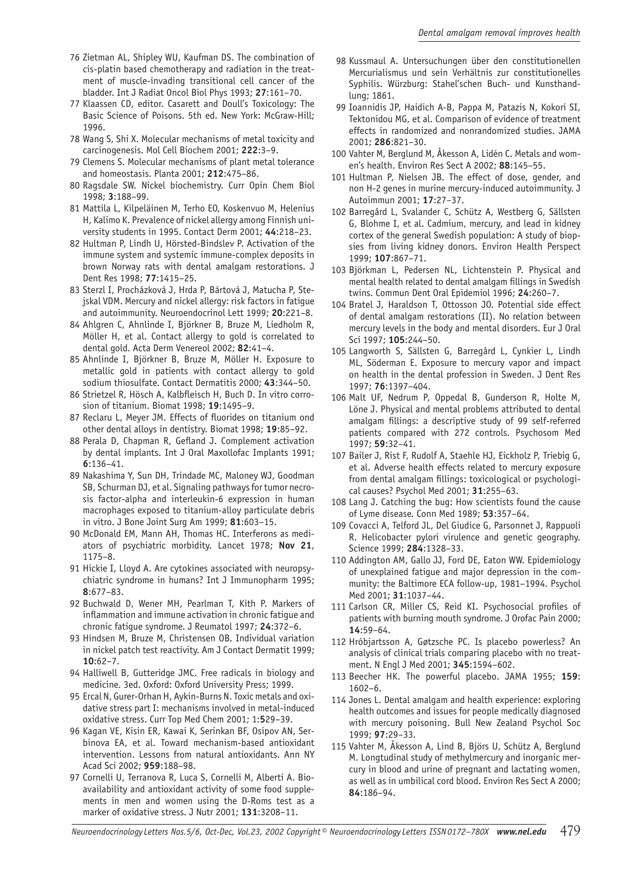76 Zietman AL, Shipley WU, Kaufman DS. The combination of cis-platin based chemotherapy and radiation in the treatment of muscle-invading transitional cell cancer of the bladder. Int J Radiat Oncol Biol Phys 1993; **27**:161–70.

77 Klaassen CD, editor. Casarett and Doull's Toxicology: The Basic Science of Poisons. 5th ed. New York: McGraw-Hill; 1996.

78 Wang S, Shi X. Molecular mechanisms of metal toxicity and carcinogenesis. Mol Cell Biochem 2001; **222**:3–9.

79 Clemens S. Molecular mechanisms of plant metal tolerance and homeostasis. Planta 2001; **212**:475–86.

80 Ragsdale SW. Nickel biochemistry. Curr Opin Chem Biol 1998; **3**:188–99.

81 Mattila L, Kilpeläinen M, Terho EO, Koskenvuo M, Helenius H, Kalimo K. Prevalence of nickel allergy among Finnish university students in 1995. Contact Derm 2001; **44**:218–23.

82 Hultman P, Lindh U, Hörsted-Bindslev P. Activation of the immune system and systemic immune-complex deposits in brown Norway rats with dental amalgam restorations. J Dent Res 1998; **77**:1415–25.

83 Sterzl I, Procházková J, Hrda P, Bártová J, Matucha P, Stejskal VDM. Mercury and nickel allergy: risk factors in fatigue and autoimmunity. Neuroendocrinol Lett 1999; **20**:221–8.

84 Ahlgren C, Ahnlinde I, Björkner B, Bruze M, Liedholm R, Möller H, et al. Contact allergy to gold is correlated to dental gold. Acta Derm Venereol 2002; **82**:41–4.

85 Ahnlinde I, Björkner B, Bruze M, Möller H. Exposure to metallic gold in patients with contact allergy to gold sodium thiosulfate. Contact Dermatitis 2000; **43**:344–50.

86 Strietzel R, Hösch A, Kalbfleisch H, Buch D. In vitro corrosion of titanium. Biomat 1998; **19**:1495–9.

87 Reclaru L, Meyer JM. Effects of fluorides on titanium ond other dental alloys in dentistry. Biomat 1998; **19**:85–92.

88 Perala D, Chapman R, Gefland J. Complement activation by dental implants. Int J Oral Maxollofac Implants 1991; **6**:136–41.

89 Nakashima Y, Sun DH, Trindade MC, Maloney WJ, Goodman SB, Schurman DJ, et al. Signaling pathways for tumor necrosis factor-alpha and interleukin-6 expression in human macrophages exposed to titanium-alloy particulate debris in vitro. J Bone Joint Surg Am 1999; **81**:603–15.

90 McDonald EM, Mann AH, Thomas HC. Interferons as mediators of psychiatric morbidity. Lancet 1978; **Nov 21**, 1175–8.

91 Hickie I, Lloyd A. Are cytokines associated with neuropsychiatric syndrome in humans? Int J Immunopharm 1995; **8**:677–83.

92 Buchwald D, Wener MH, Pearlman T, Kith P. Markers of inflammation and immune activation in chronic fatigue and chronic fatigue syndrome. J Reumatol 1997; **24**:372–6.

93 Hindsen M, Bruze M, Christensen OB. Individual variation in nickel patch test reactivity. Am J Contact Dermatit 1999; **10**:62–7.

94 Halliwell B, Gutteridge JMC. Free radicals in biology and medicine. 3ed. Oxford: Oxford University Press; 1999.

95 Ercal N, Gurer-Orhan H, Aykin-Burns N. Toxic metals and oxidative stress part I: mechanisms involved in metal-induced oxidative stress. Curr Top Med Chem 2001; 1:**5**29–39.

96 Kagan VE, Kisin ER, Kawai K, Serinkan BF, Osipov AN, Serbinova EA, et al. Toward mechanism-based antioxidant intervention. Lessons from natural antioxidants. Ann NY Acad Sci 2002; **959**:188–98.

97 Cornelli U, Terranova R, Luca S, Cornelli M, Alberti A. Bioavailability and antioxidant activity of some food supplements in men and women using the D-Roms test as a marker of oxidative stress. J Nutr 2001; **131**:3208–11.

98 Kussmaul A. Untersuchungen über den constitutionellen Mercurialismus und sein Verhältnis zur constitutionelles Syphilis. Würzburg: Stahel'schen Buch- und Kunsthandlung; 1861.

99 Ioannidis JP, Haidich A-B, Pappa M, Patazis N, Kokori SI, Tektonidou MG, et al. Comparison of evidence of treatment effects in randomized and nonrandomized studies. JAMA 2001; **286**:821–30.

100 Vahter M, Berglund M, Åkesson A, Lidén C. Metals and women's health. Environ Res Sect A 2002; **88**:145–55.

101 Hultman P, Nielsen JB. The effect of dose, gender, and non H-2 genes in murine mercury-induced autoimmunity. J Autoimmun 2001; **17**:27–37.

102 Barregård L, Svalander C, Schütz A, Westberg G, Sällsten G, Blohme I, et al. Cadmium, mercury, and lead in kidney cortex of the general Swedish population: A study of biopsies from living kidney donors. Environ Health Perspect 1999; **107**:867–71.

103 Björkman L, Pedersen NL, Lichtenstein P. Physical and mental health related to dental amalgam fillings in Swedish twins. Commun Dent Oral Epidemiol 1996; **24**:260–7.

104 Bratel J, Haraldson T, Ottosson JO. Potential side effect of dental amalgam restorations (II). No relation between mercury levels in the body and mental disorders. Eur J Oral Sci 1997; **105**:244–50.

105 Langworth S, Sällsten G, Barregård L, Cynkier L, Lindh ML, Söderman E. Exposure to mercury vapor and impact on health in the dental profession in Sweden. J Dent Res 1997; **76**:1397–404.

106 Malt UF, Nedrum P, Oppedal B, Gunderson R, Holte M, Löne J. Physical and mental problems attributed to dental amalgam fillings: a descriptive study of 99 self-referred patients compared with 272 controls. Psychosom Med 1997; **59**:32–41.

107 Bailer J, Rist F, Rudolf A, Staehle HJ, Eickholz P, Triebig G, et al. Adverse health effects related to mercury exposure from dental amalgam fillings: toxicological or psychological causes? Psychol Med 2001; **31**:255–63.

108 Lang J. Catching the bug: How scientists found the cause of Lyme disease. Conn Med 1989; **53**:357–64.

109 Covacci A, Telford JL, Del Giudice G, Parsonnet J, Rappuoli R. Helicobacter pylori virulence and genetic geography. Science 1999; **284**:1328–33.

110 Addington AM, Gallo JJ, Ford DE, Eaton WW. Epidemiology of unexplained fatigue and major depression in the community: the Baltimore ECA follow-up, 1981–1994. Psychol Med 2001; **31**:1037–44.

111 Carlson CR, Miller CS, Reid KI. Psychosocial profiles of patients with burning mouth syndrome. J Orofac Pain 2000; **14**:59–64.

112 Hróbjartsson A, Gøtzsche PC. Is placebo powerless? An analysis of clinical trials comparing placebo with no treatment. N Engl J Med 2001; **345**:1594–602.

113 Beecher HK. The powerful placebo. JAMA 1955; **159**: 1602–6.

114 Jones L. Dental amalgam and health experience: exploring health outcomes and issues for people medically diagnosed with mercury poisoning. Bull New Zealand Psychol Soc 1999; **97**:29–33.

115 Vahter M, Åkesson A, Lind B, Björs U, Schütz A, Berglund M. Longtudinal study of methylmercury and inorganic mercury in blood and urine of pregnant and lactating women, as well as in umbilical cord blood. Environ Res Sect A 2000; **84**:186–94.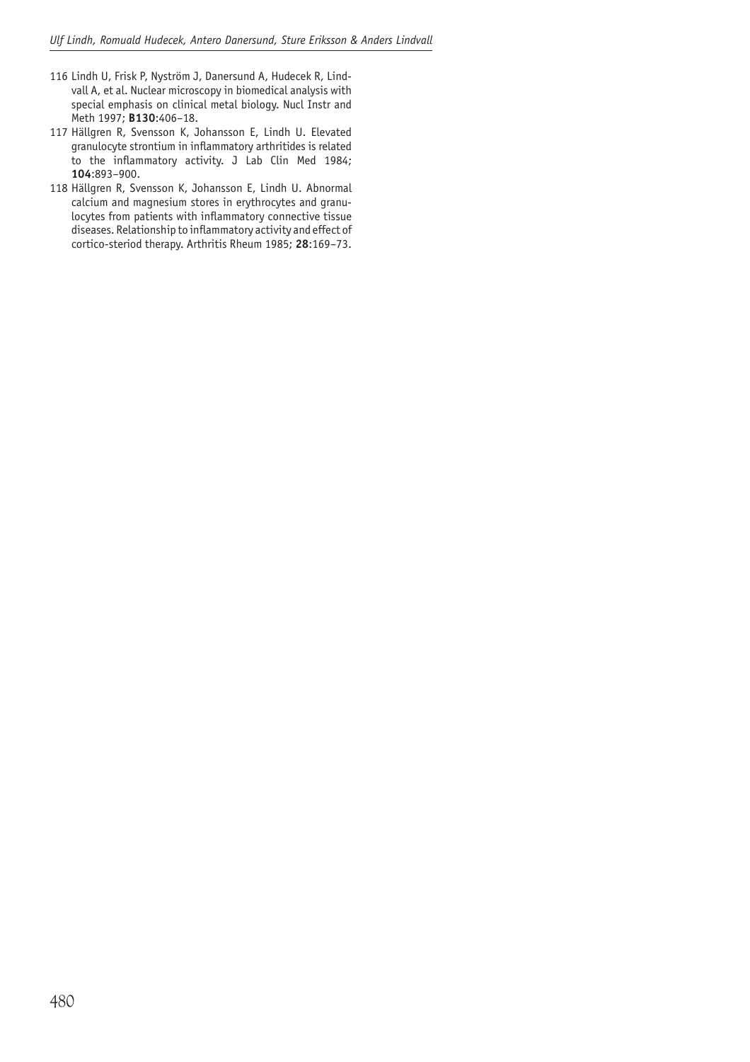116 Lindh U, Frisk P, Nyström J, Danersund A, Hudecek R, Lindvall A, et al. Nuclear microscopy in biomedical analysis with special emphasis on clinical metal biology. Nucl Instr and Meth 1997; **B130**:406–18.

117 Hällgren R, Svensson K, Johansson E, Lindh U. Elevated granulocyte strontium in inflammatory arthritides is related to the inflammatory activity. J Lab Clin Med 1984; **104**:893–900.

118 Hällgren R, Svensson K, Johansson E, Lindh U. Abnormal calcium and magnesium stores in erythrocytes and granulocytes from patients with inflammatory connective tissue diseases. Relationship to inflammatory activity and effect of cortico-steriod therapy. Arthritis Rheum 1985; **28**:169–73.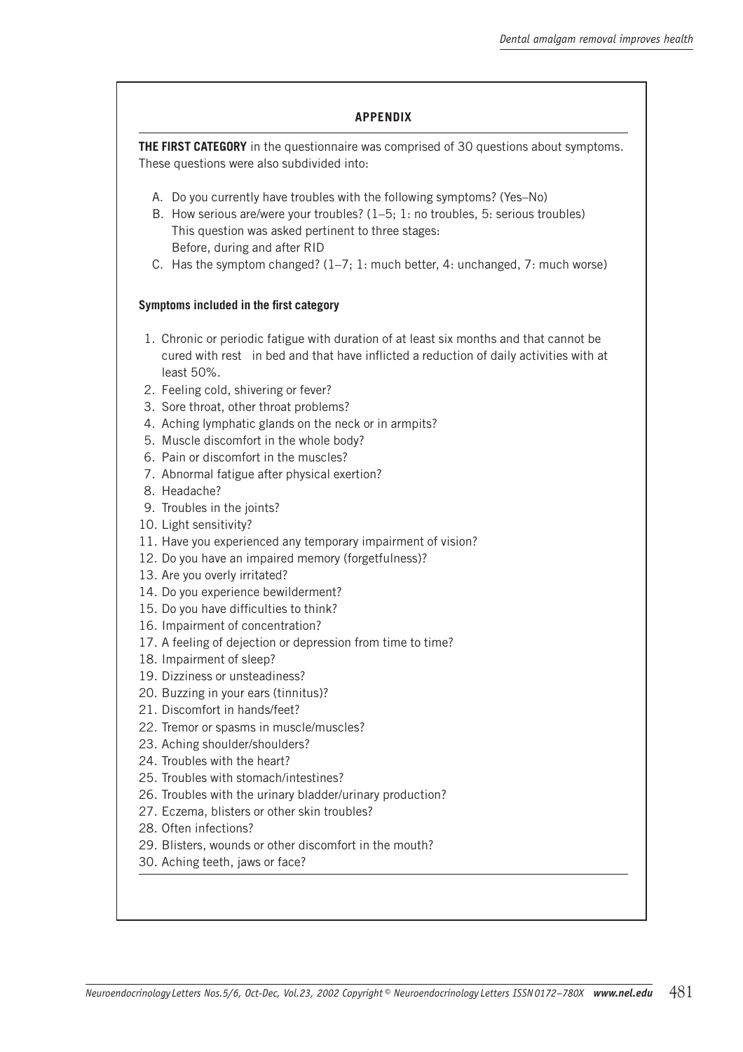## APPENDIX

**THE FIRST CATEGORY** in the questionnaire was comprised of 30 questions about symptoms. These questions were also subdivided into:

A. Do you currently have troubles with the following symptoms? (Yes–No)
B. How serious are/were your troubles? (1–5; 1: no troubles, 5: serious troubles) This question was asked pertinent to three stages: Before, during and after RID
C. Has the symptom changed? (1–7; 1: much better, 4: unchanged, 7: much worse)

### Symptoms included in the first category

1. Chronic or periodic fatigue with duration of at least six months and that cannot be cured with rest in bed and that have inflicted a reduction of daily activities with at least 50%.
2. Feeling cold, shivering or fever?
3. Sore throat, other throat problems?
4. Aching lymphatic glands on the neck or in armpits?
5. Muscle discomfort in the whole body?
6. Pain or discomfort in the muscles?
7. Abnormal fatigue after physical exertion?
8. Headache?
9. Troubles in the joints?
10. Light sensitivity?
11. Have you experienced any temporary impairment of vision?
12. Do you have an impaired memory (forgetfulness)?
13. Are you overly irritated?
14. Do you experience bewilderment?
15. Do you have difficulties to think?
16. Impairment of concentration?
17. A feeling of dejection or depression from time to time?
18. Impairment of sleep?
19. Dizziness or unsteadiness?
20. Buzzing in your ears (tinnitus)?
21. Discomfort in hands/feet?
22. Tremor or spasms in muscle/muscles?
23. Aching shoulder/shoulders?
24. Troubles with the heart?
25. Troubles with stomach/intestines?
26. Troubles with the urinary bladder/urinary production?
27. Eczema, blisters or other skin troubles?
28. Often infections?
29. Blisters, wounds or other discomfort in the mouth?
30. Aching teeth, jaws or face?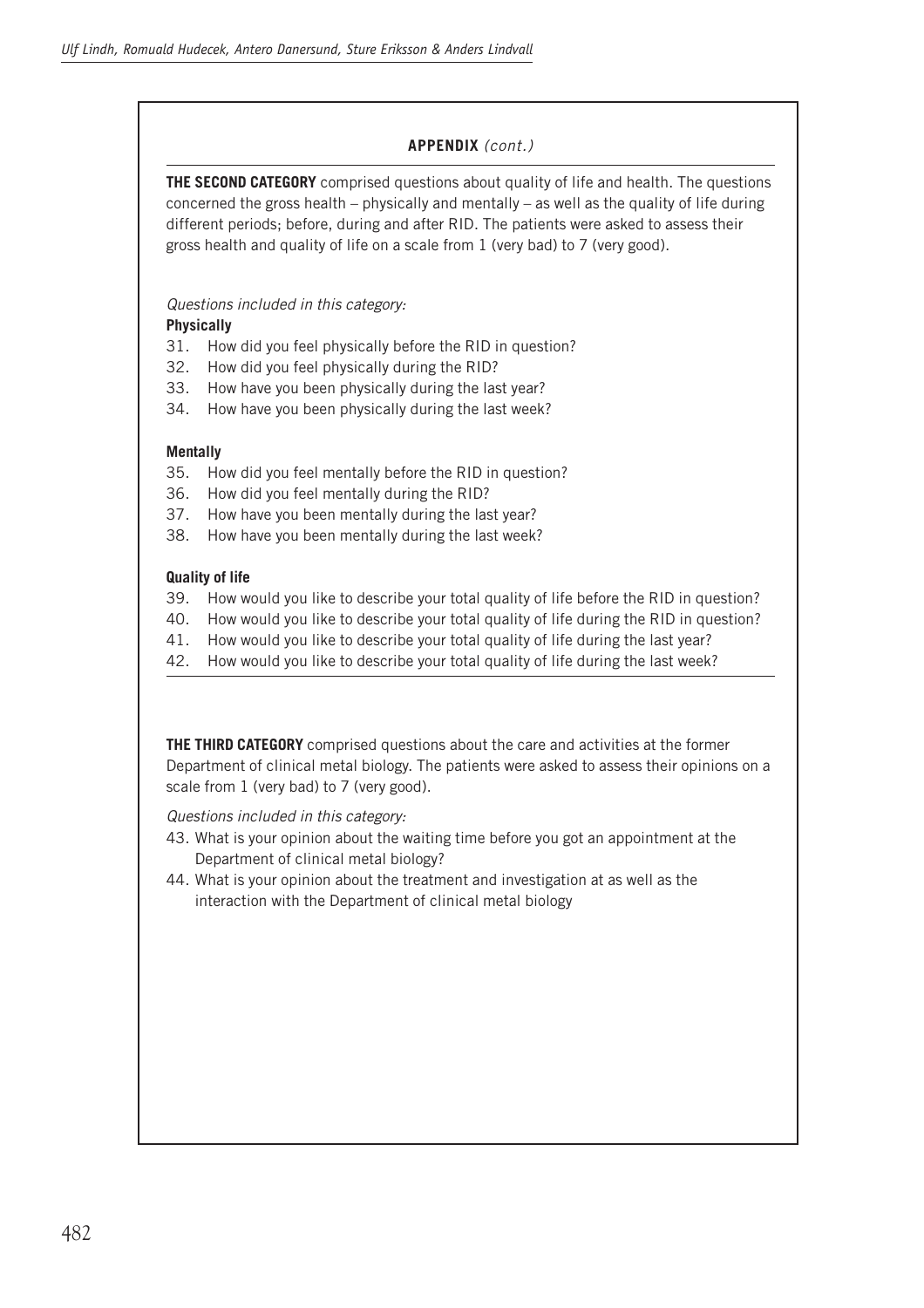**APPENDIX** *(cont.)*

**THE SECOND CATEGORY** comprised questions about quality of life and health. The questions concerned the gross health – physically and mentally – as well as the quality of life during different periods; before, during and after RID. The patients were asked to assess their gross health and quality of life on a scale from 1 (very bad) to 7 (very good).

*Questions included in this category:*

**Physically**

31. How did you feel physically before the RID in question?
32. How did you feel physically during the RID?
33. How have you been physically during the last year?
34. How have you been physically during the last week?

**Mentally**

35. How did you feel mentally before the RID in question?
36. How did you feel mentally during the RID?
37. How have you been mentally during the last year?
38. How have you been mentally during the last week?

**Quality of life**

39. How would you like to describe your total quality of life before the RID in question?
40. How would you like to describe your total quality of life during the RID in question?
41. How would you like to describe your total quality of life during the last year?
42. How would you like to describe your total quality of life during the last week?

**THE THIRD CATEGORY** comprised questions about the care and activities at the former Department of clinical metal biology. The patients were asked to assess their opinions on a scale from 1 (very bad) to 7 (very good).

*Questions included in this category:*

43. What is your opinion about the waiting time before you got an appointment at the Department of clinical metal biology?
44. What is your opinion about the treatment and investigation at as well as the interaction with the Department of clinical metal biology